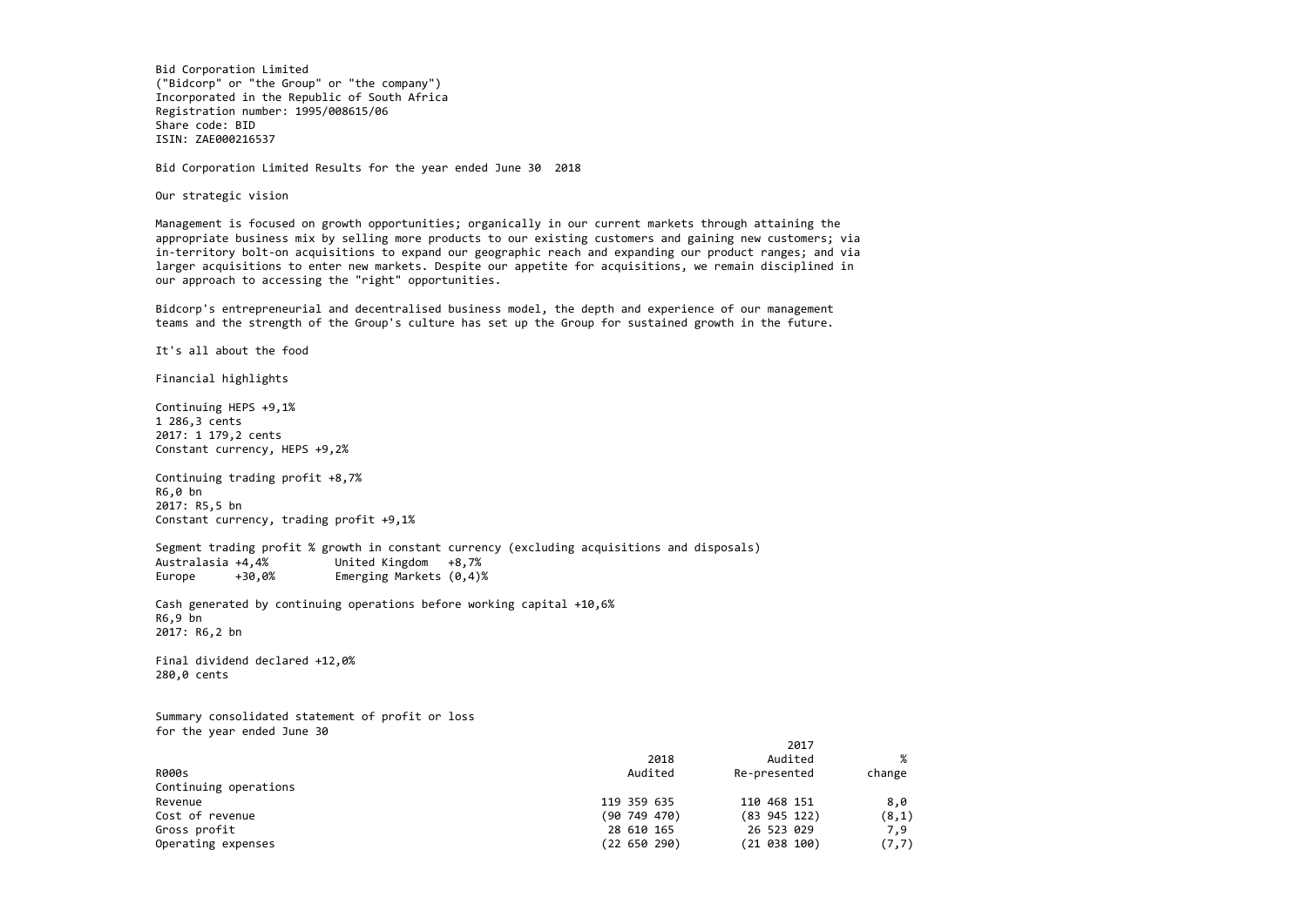Bid Corporation Limited
("Bidcorp" or "the Group" or "the company")
Incorporated in the Republic of South Africa
Registration number: 1995/008615/06
Share code: BID
ISIN: ZAE000216537

# Bid Corporation Limited Results for the year ended June 30 2018

## Our strategic vision

Management is focused on growth opportunities; organically in our current markets through attaining the appropriate business mix by selling more products to our existing customers and gaining new customers; via in-territory bolt-on acquisitions to expand our geographic reach and expanding our product ranges; and via larger acquisitions to enter new markets. Despite our appetite for acquisitions, we remain disciplined in our approach to accessing the "right" opportunities.

Bidcorp's entrepreneurial and decentralised business model, the depth and experience of our management teams and the strength of the Group's culture has set up the Group for sustained growth in the future.

It's all about the food

## Financial highlights

Continuing HEPS +9,1%
1 286,3 cents
2017: 1 179,2 cents
Constant currency, HEPS +9,2%

Continuing trading profit +8,7%
R6,0 bn
2017: R5,5 bn
Constant currency, trading profit +9,1%

Segment trading profit % growth in constant currency (excluding acquisitions and disposals)
Australasia +4,4% United Kingdom +8,7%
Europe +30,0% Emerging Markets (0,4)%

Cash generated by continuing operations before working capital +10,6%
R6,9 bn
2017: R6,2 bn

Final dividend declared +12,0%
280,0 cents

## Summary consolidated statement of profit or loss
for the year ended June 30

| R000s | 2018 Audited | 2017 Audited Re-presented | % change |
|---|---|---|---|
| Continuing operations | | | |
| Revenue | 119 359 635 | 110 468 151 | 8,0 |
| Cost of revenue | (90 749 470) | (83 945 122) | (8,1) |
| Gross profit | 28 610 165 | 26 523 029 | 7,9 |
| Operating expenses | (22 650 290) | (21 038 100) | (7,7) |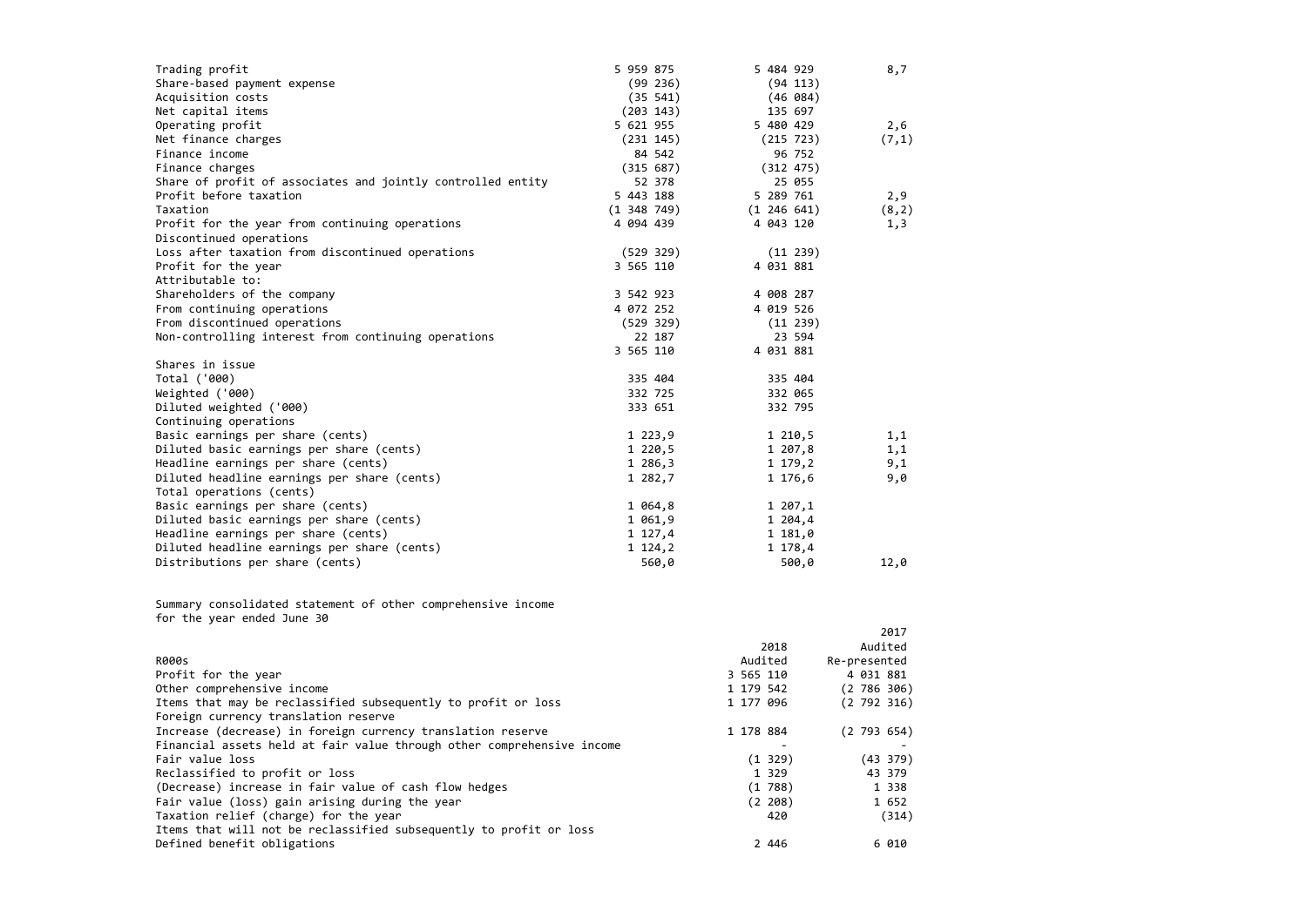| | | | |
|---|---|---|---|
| Trading profit | 5 959 875 | 5 484 929 | 8,7 |
| Share-based payment expense | (99 236) | (94 113) | |
| Acquisition costs | (35 541) | (46 084) | |
| Net capital items | (203 143) | 135 697 | |
| Operating profit | 5 621 955 | 5 480 429 | 2,6 |
| Net finance charges | (231 145) | (215 723) | (7,1) |
| Finance income | 84 542 | 96 752 | |
| Finance charges | (315 687) | (312 475) | |
| Share of profit of associates and jointly controlled entity | 52 378 | 25 055 | |
| Profit before taxation | 5 443 188 | 5 289 761 | 2,9 |
| Taxation | (1 348 749) | (1 246 641) | (8,2) |
| Profit for the year from continuing operations | 4 094 439 | 4 043 120 | 1,3 |
| Discontinued operations | | | |
| Loss after taxation from discontinued operations | (529 329) | (11 239) | |
| Profit for the year | 3 565 110 | 4 031 881 | |
| Attributable to: | | | |
| Shareholders of the company | 3 542 923 | 4 008 287 | |
| From continuing operations | 4 072 252 | 4 019 526 | |
| From discontinued operations | (529 329) | (11 239) | |
| Non-controlling interest from continuing operations | 22 187 | 23 594 | |
| | 3 565 110 | 4 031 881 | |
| Shares in issue | | | |
| Total ('000) | 335 404 | 335 404 | |
| Weighted ('000) | 332 725 | 332 065 | |
| Diluted weighted ('000) | 333 651 | 332 795 | |
| Continuing operations | | | |
| Basic earnings per share (cents) | 1 223,9 | 1 210,5 | 1,1 |
| Diluted basic earnings per share (cents) | 1 220,5 | 1 207,8 | 1,1 |
| Headline earnings per share (cents) | 1 286,3 | 1 179,2 | 9,1 |
| Diluted headline earnings per share (cents) | 1 282,7 | 1 176,6 | 9,0 |
| Total operations (cents) | | | |
| Basic earnings per share (cents) | 1 064,8 | 1 207,1 | |
| Diluted basic earnings per share (cents) | 1 061,9 | 1 204,4 | |
| Headline earnings per share (cents) | 1 127,4 | 1 181,0 | |
| Diluted headline earnings per share (cents) | 1 124,2 | 1 178,4 | |
| Distributions per share (cents) | 560,0 | 500,0 | 12,0 |

Summary consolidated statement of other comprehensive income
for the year ended June 30

| R000s | 2018 Audited | 2017 Audited Re-presented |
|---|---|---|
| Profit for the year | 3 565 110 | 4 031 881 |
| Other comprehensive income | 1 179 542 | (2 786 306) |
| Items that may be reclassified subsequently to profit or loss | 1 177 096 | (2 792 316) |
| Foreign currency translation reserve | | |
| Increase (decrease) in foreign currency translation reserve | 1 178 884 | (2 793 654) |
| Financial assets held at fair value through other comprehensive income | - | - |
| Fair value loss | (1 329) | (43 379) |
| Reclassified to profit or loss | 1 329 | 43 379 |
| (Decrease) increase in fair value of cash flow hedges | (1 788) | 1 338 |
| Fair value (loss) gain arising during the year | (2 208) | 1 652 |
| Taxation relief (charge) for the year | 420 | (314) |
| Items that will not be reclassified subsequently to profit or loss | | |
| Defined benefit obligations | 2 446 | 6 010 |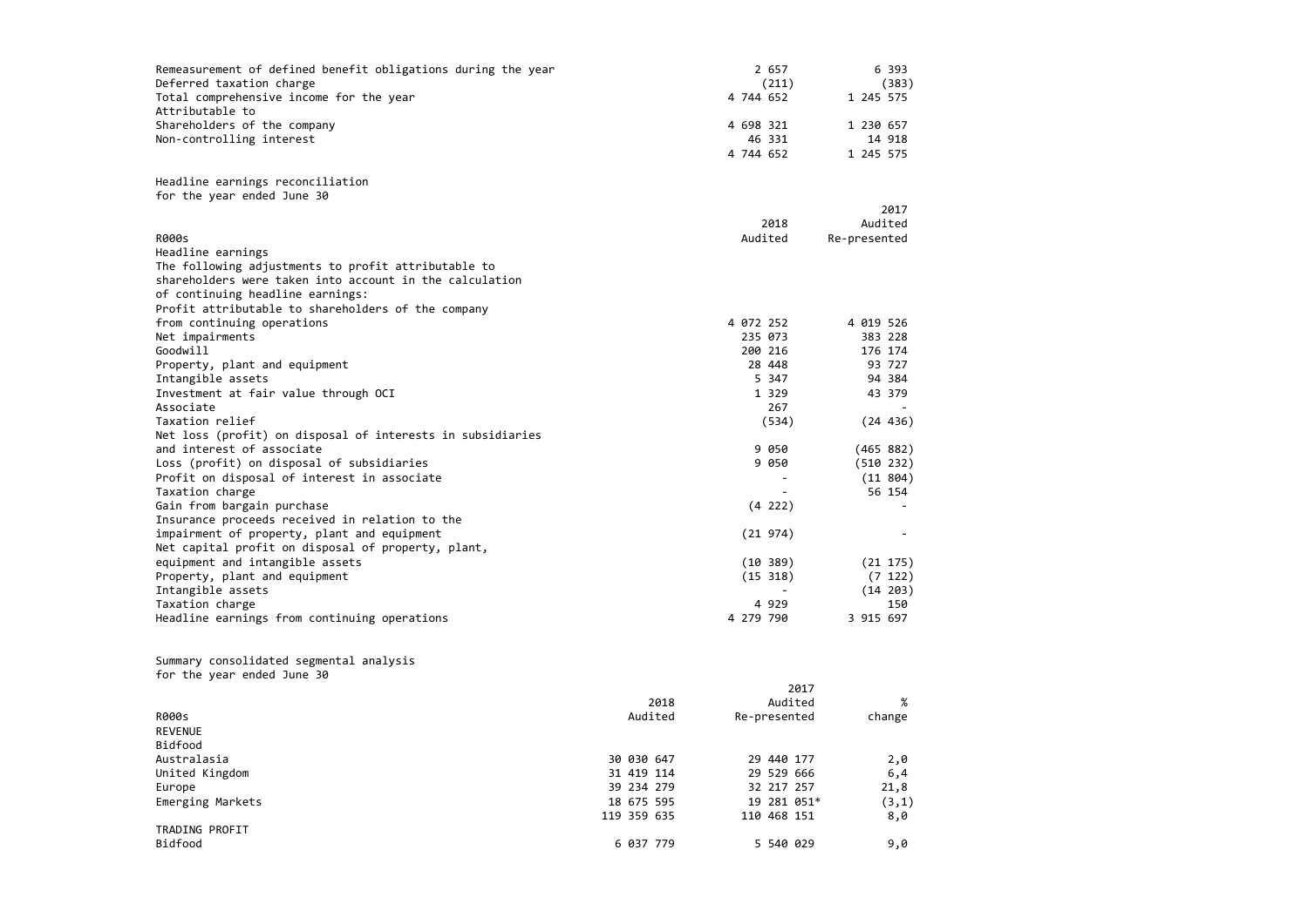| | | |
|---|---|---|
| Remeasurement of defined benefit obligations during the year | 2 657 | 6 393 |
| Deferred taxation charge | (211) | (383) |
| Total comprehensive income for the year | 4 744 652 | 1 245 575 |
| Attributable to | | |
| Shareholders of the company | 4 698 321 | 1 230 657 |
| Non-controlling interest | 46 331 | 14 918 |
| | 4 744 652 | 1 245 575 |

Headline earnings reconciliation
for the year ended June 30

| R000s | 2018 Audited | 2017 Audited Re-presented |
|---|---|---|
| Headline earnings | | |
| The following adjustments to profit attributable to shareholders were taken into account in the calculation of continuing headline earnings: | | |
| Profit attributable to shareholders of the company from continuing operations | 4 072 252 | 4 019 526 |
| Net impairments | 235 073 | 383 228 |
| Goodwill | 200 216 | 176 174 |
| Property, plant and equipment | 28 448 | 93 727 |
| Intangible assets | 5 347 | 94 384 |
| Investment at fair value through OCI | 1 329 | 43 379 |
| Associate | 267 | - |
| Taxation relief | (534) | (24 436) |
| Net loss (profit) on disposal of interests in subsidiaries and interest of associate | 9 050 | (465 882) |
| Loss (profit) on disposal of subsidiaries | 9 050 | (510 232) |
| Profit on disposal of interest in associate | - | (11 804) |
| Taxation charge | - | 56 154 |
| Gain from bargain purchase | (4 222) | - |
| Insurance proceeds received in relation to the impairment of property, plant and equipment | (21 974) | - |
| Net capital profit on disposal of property, plant, equipment and intangible assets | (10 389) | (21 175) |
| Property, plant and equipment | (15 318) | (7 122) |
| Intangible assets | - | (14 203) |
| Taxation charge | 4 929 | 150 |
| Headline earnings from continuing operations | 4 279 790 | 3 915 697 |

Summary consolidated segmental analysis
for the year ended June 30

| R000s | 2018 Audited | 2017 Audited Re-presented | % change |
|---|---|---|---|
| REVENUE | | | |
| Bidfood | | | |
| Australasia | 30 030 647 | 29 440 177 | 2,0 |
| United Kingdom | 31 419 114 | 29 529 666 | 6,4 |
| Europe | 39 234 279 | 32 217 257 | 21,8 |
| Emerging Markets | 18 675 595 | 19 281 051* | (3,1) |
| | 119 359 635 | 110 468 151 | 8,0 |
| TRADING PROFIT | | | |
| Bidfood | 6 037 779 | 5 540 029 | 9,0 |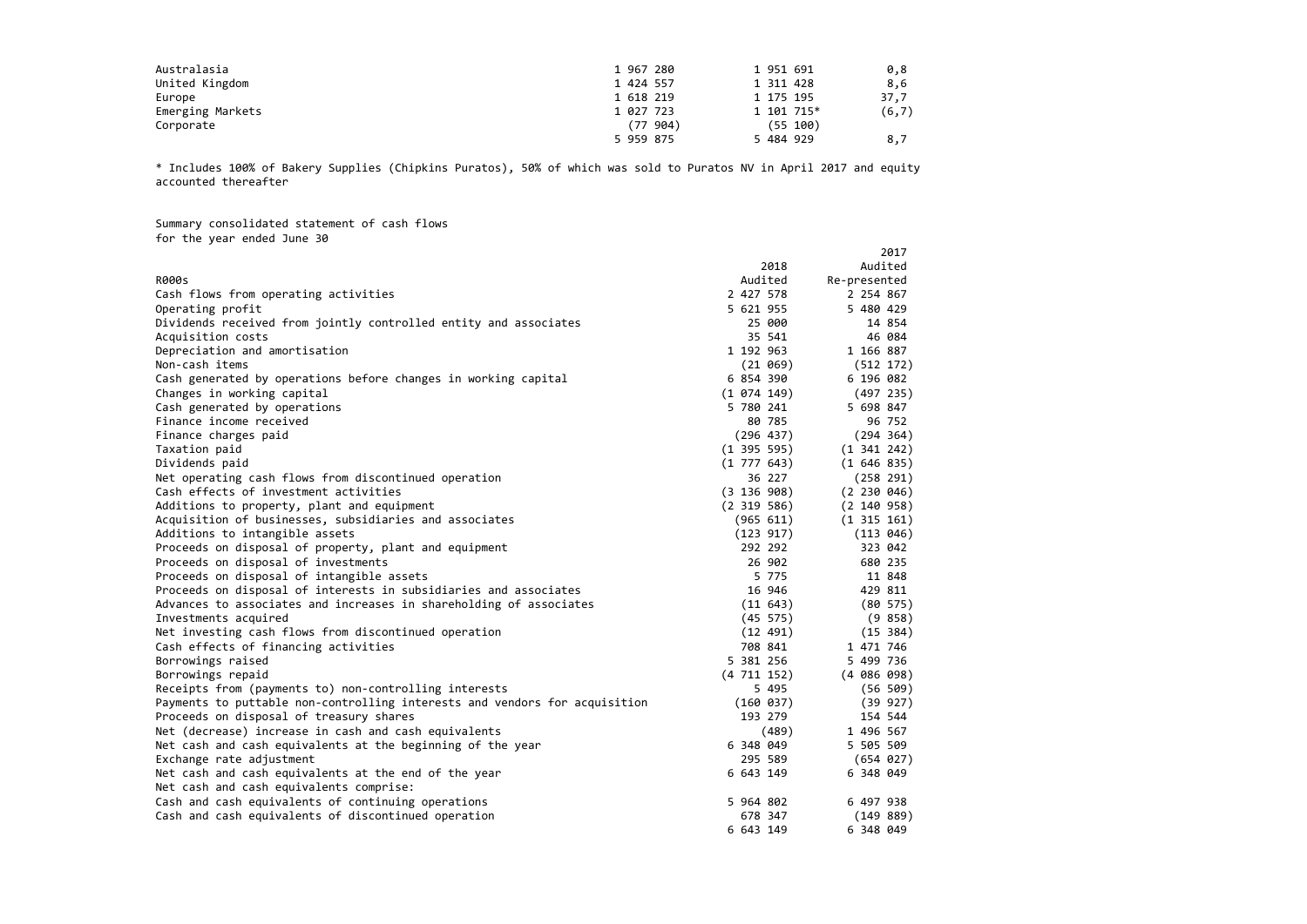| | | | |
|---|---|---|---|
| Australasia | 1 967 280 | 1 951 691 | 0,8 |
| United Kingdom | 1 424 557 | 1 311 428 | 8,6 |
| Europe | 1 618 219 | 1 175 195 | 37,7 |
| Emerging Markets | 1 027 723 | 1 101 715* | (6,7) |
| Corporate | (77 904) | (55 100) | |
| | 5 959 875 | 5 484 929 | 8,7 |

* Includes 100% of Bakery Supplies (Chipkins Puratos), 50% of which was sold to Puratos NV in April 2017 and equity accounted thereafter

Summary consolidated statement of cash flows
for the year ended June 30

| R000s | 2018 Audited | 2017 Audited Re-presented |
|---|---|---|
| Cash flows from operating activities | 2 427 578 | 2 254 867 |
| Operating profit | 5 621 955 | 5 480 429 |
| Dividends received from jointly controlled entity and associates | 25 000 | 14 854 |
| Acquisition costs | 35 541 | 46 084 |
| Depreciation and amortisation | 1 192 963 | 1 166 887 |
| Non-cash items | (21 069) | (512 172) |
| Cash generated by operations before changes in working capital | 6 854 390 | 6 196 082 |
| Changes in working capital | (1 074 149) | (497 235) |
| Cash generated by operations | 5 780 241 | 5 698 847 |
| Finance income received | 80 785 | 96 752 |
| Finance charges paid | (296 437) | (294 364) |
| Taxation paid | (1 395 595) | (1 341 242) |
| Dividends paid | (1 777 643) | (1 646 835) |
| Net operating cash flows from discontinued operation | 36 227 | (258 291) |
| Cash effects of investment activities | (3 136 908) | (2 230 046) |
| Additions to property, plant and equipment | (2 319 586) | (2 140 958) |
| Acquisition of businesses, subsidiaries and associates | (965 611) | (1 315 161) |
| Additions to intangible assets | (123 917) | (113 046) |
| Proceeds on disposal of property, plant and equipment | 292 292 | 323 042 |
| Proceeds on disposal of investments | 26 902 | 680 235 |
| Proceeds on disposal of intangible assets | 5 775 | 11 848 |
| Proceeds on disposal of interests in subsidiaries and associates | 16 946 | 429 811 |
| Advances to associates and increases in shareholding of associates | (11 643) | (80 575) |
| Investments acquired | (45 575) | (9 858) |
| Net investing cash flows from discontinued operation | (12 491) | (15 384) |
| Cash effects of financing activities | 708 841 | 1 471 746 |
| Borrowings raised | 5 381 256 | 5 499 736 |
| Borrowings repaid | (4 711 152) | (4 086 098) |
| Receipts from (payments to) non-controlling interests | 5 495 | (56 509) |
| Payments to puttable non-controlling interests and vendors for acquisition | (160 037) | (39 927) |
| Proceeds on disposal of treasury shares | 193 279 | 154 544 |
| Net (decrease) increase in cash and cash equivalents | (489) | 1 496 567 |
| Net cash and cash equivalents at the beginning of the year | 6 348 049 | 5 505 509 |
| Exchange rate adjustment | 295 589 | (654 027) |
| Net cash and cash equivalents at the end of the year | 6 643 149 | 6 348 049 |
| Net cash and cash equivalents comprise: | | |
| Cash and cash equivalents of continuing operations | 5 964 802 | 6 497 938 |
| Cash and cash equivalents of discontinued operation | 678 347 | (149 889) |
| | 6 643 149 | 6 348 049 |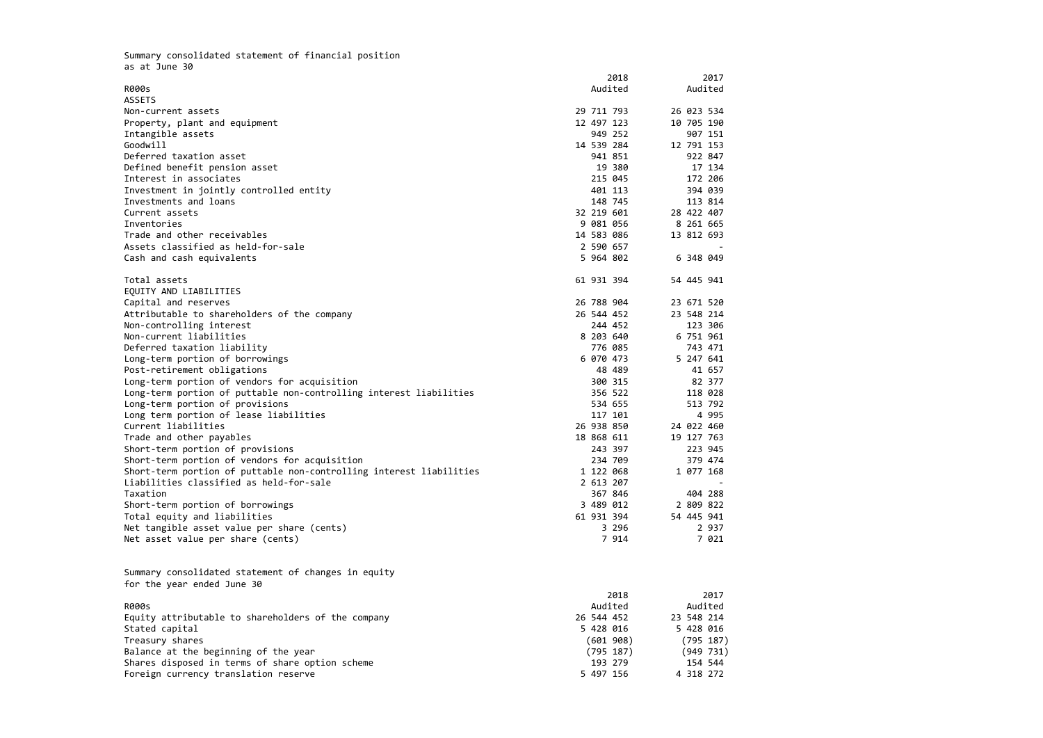Summary consolidated statement of financial position
as at June 30

| R000s | 2018 Audited | 2017 Audited |
|---|---|---|
| ASSETS | | |
| Non-current assets | 29 711 793 | 26 023 534 |
| Property, plant and equipment | 12 497 123 | 10 705 190 |
| Intangible assets | 949 252 | 907 151 |
| Goodwill | 14 539 284 | 12 791 153 |
| Deferred taxation asset | 941 851 | 922 847 |
| Defined benefit pension asset | 19 380 | 17 134 |
| Interest in associates | 215 045 | 172 206 |
| Investment in jointly controlled entity | 401 113 | 394 039 |
| Investments and loans | 148 745 | 113 814 |
| Current assets | 32 219 601 | 28 422 407 |
| Inventories | 9 081 056 | 8 261 665 |
| Trade and other receivables | 14 583 086 | 13 812 693 |
| Assets classified as held-for-sale | 2 590 657 | - |
| Cash and cash equivalents | 5 964 802 | 6 348 049 |
| | | |
| Total assets | 61 931 394 | 54 445 941 |
| EQUITY AND LIABILITIES | | |
| Capital and reserves | 26 788 904 | 23 671 520 |
| Attributable to shareholders of the company | 26 544 452 | 23 548 214 |
| Non-controlling interest | 244 452 | 123 306 |
| Non-current liabilities | 8 203 640 | 6 751 961 |
| Deferred taxation liability | 776 085 | 743 471 |
| Long-term portion of borrowings | 6 070 473 | 5 247 641 |
| Post-retirement obligations | 48 489 | 41 657 |
| Long-term portion of vendors for acquisition | 300 315 | 82 377 |
| Long-term portion of puttable non-controlling interest liabilities | 356 522 | 118 028 |
| Long-term portion of provisions | 534 655 | 513 792 |
| Long term portion of lease liabilities | 117 101 | 4 995 |
| Current liabilities | 26 938 850 | 24 022 460 |
| Trade and other payables | 18 868 611 | 19 127 763 |
| Short-term portion of provisions | 243 397 | 223 945 |
| Short-term portion of vendors for acquisition | 234 709 | 379 474 |
| Short-term portion of puttable non-controlling interest liabilities | 1 122 068 | 1 077 168 |
| Liabilities classified as held-for-sale | 2 613 207 | - |
| Taxation | 367 846 | 404 288 |
| Short-term portion of borrowings | 3 489 012 | 2 809 822 |
| Total equity and liabilities | 61 931 394 | 54 445 941 |
| Net tangible asset value per share (cents) | 3 296 | 2 937 |
| Net asset value per share (cents) | 7 914 | 7 021 |

Summary consolidated statement of changes in equity
for the year ended June 30

| R000s | 2018 Audited | 2017 Audited |
|---|---|---|
| Equity attributable to shareholders of the company | 26 544 452 | 23 548 214 |
| Stated capital | 5 428 016 | 5 428 016 |
| Treasury shares | (601 908) | (795 187) |
| Balance at the beginning of the year | (795 187) | (949 731) |
| Shares disposed in terms of share option scheme | 193 279 | 154 544 |
| Foreign currency translation reserve | 5 497 156 | 4 318 272 |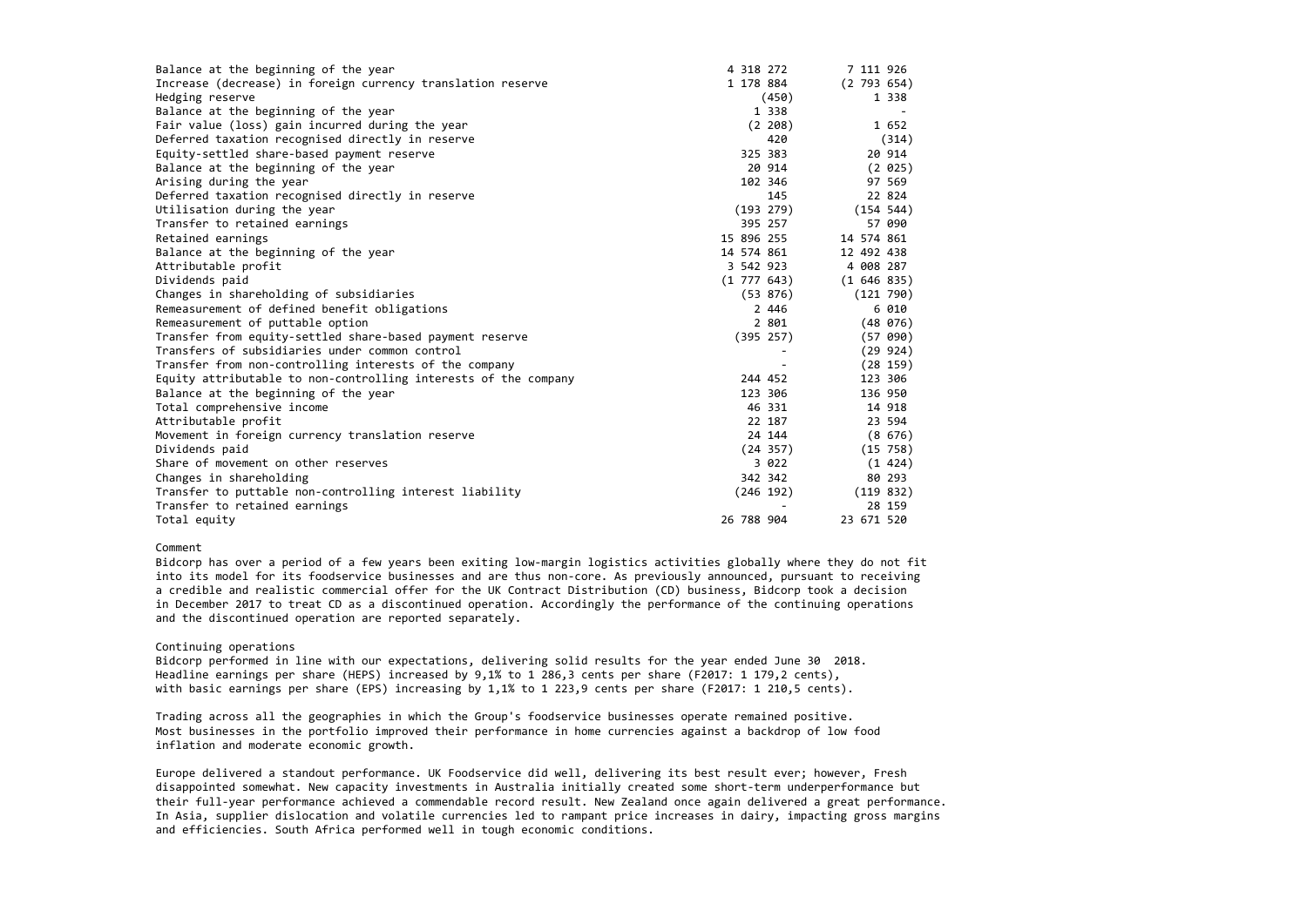| | | |
|---|---|---|
| Balance at the beginning of the year | 4 318 272 | 7 111 926 |
| Increase (decrease) in foreign currency translation reserve | 1 178 884 | (2 793 654) |
| Hedging reserve | (450) | 1 338 |
| Balance at the beginning of the year | 1 338 | - |
| Fair value (loss) gain incurred during the year | (2 208) | 1 652 |
| Deferred taxation recognised directly in reserve | 420 | (314) |
| Equity-settled share-based payment reserve | 325 383 | 20 914 |
| Balance at the beginning of the year | 20 914 | (2 025) |
| Arising during the year | 102 346 | 97 569 |
| Deferred taxation recognised directly in reserve | 145 | 22 824 |
| Utilisation during the year | (193 279) | (154 544) |
| Transfer to retained earnings | 395 257 | 57 090 |
| Retained earnings | 15 896 255 | 14 574 861 |
| Balance at the beginning of the year | 14 574 861 | 12 492 438 |
| Attributable profit | 3 542 923 | 4 008 287 |
| Dividends paid | (1 777 643) | (1 646 835) |
| Changes in shareholding of subsidiaries | (53 876) | (121 790) |
| Remeasurement of defined benefit obligations | 2 446 | 6 010 |
| Remeasurement of puttable option | 2 801 | (48 076) |
| Transfer from equity-settled share-based payment reserve | (395 257) | (57 090) |
| Transfers of subsidiaries under common control | - | (29 924) |
| Transfer from non-controlling interests of the company | - | (28 159) |
| Equity attributable to non-controlling interests of the company | 244 452 | 123 306 |
| Balance at the beginning of the year | 123 306 | 136 950 |
| Total comprehensive income | 46 331 | 14 918 |
| Attributable profit | 22 187 | 23 594 |
| Movement in foreign currency translation reserve | 24 144 | (8 676) |
| Dividends paid | (24 357) | (15 758) |
| Share of movement on other reserves | 3 022 | (1 424) |
| Changes in shareholding | 342 342 | 80 293 |
| Transfer to puttable non-controlling interest liability | (246 192) | (119 832) |
| Transfer to retained earnings | - | 28 159 |
| Total equity | 26 788 904 | 23 671 520 |

Comment

Bidcorp has over a period of a few years been exiting low-margin logistics activities globally where they do not fit into its model for its foodservice businesses and are thus non-core. As previously announced, pursuant to receiving a credible and realistic commercial offer for the UK Contract Distribution (CD) business, Bidcorp took a decision in December 2017 to treat CD as a discontinued operation. Accordingly the performance of the continuing operations and the discontinued operation are reported separately.

Continuing operations

Bidcorp performed in line with our expectations, delivering solid results for the year ended June 30 2018. Headline earnings per share (HEPS) increased by 9,1% to 1 286,3 cents per share (F2017: 1 179,2 cents), with basic earnings per share (EPS) increasing by 1,1% to 1 223,9 cents per share (F2017: 1 210,5 cents).

Trading across all the geographies in which the Group's foodservice businesses operate remained positive. Most businesses in the portfolio improved their performance in home currencies against a backdrop of low food inflation and moderate economic growth.

Europe delivered a standout performance. UK Foodservice did well, delivering its best result ever; however, Fresh disappointed somewhat. New capacity investments in Australia initially created some short-term underperformance but their full-year performance achieved a commendable record result. New Zealand once again delivered a great performance. In Asia, supplier dislocation and volatile currencies led to rampant price increases in dairy, impacting gross margins and efficiencies. South Africa performed well in tough economic conditions.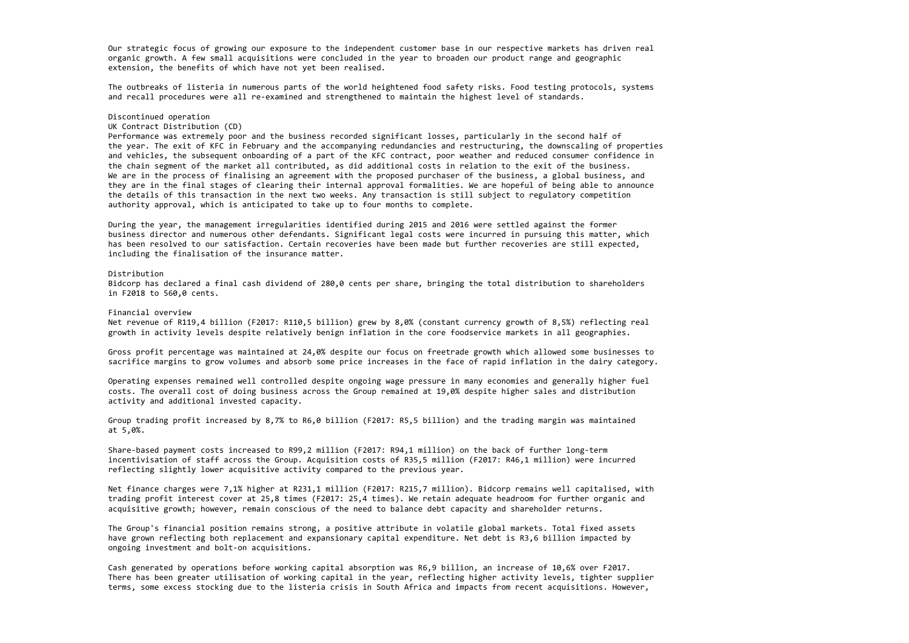Our strategic focus of growing our exposure to the independent customer base in our respective markets has driven real organic growth. A few small acquisitions were concluded in the year to broaden our product range and geographic extension, the benefits of which have not yet been realised.

The outbreaks of listeria in numerous parts of the world heightened food safety risks. Food testing protocols, systems and recall procedures were all re-examined and strengthened to maintain the highest level of standards.

### Discontinued operation

#### UK Contract Distribution (CD)

Performance was extremely poor and the business recorded significant losses, particularly in the second half of the year. The exit of KFC in February and the accompanying redundancies and restructuring, the downscaling of properties and vehicles, the subsequent onboarding of a part of the KFC contract, poor weather and reduced consumer confidence in the chain segment of the market all contributed, as did additional costs in relation to the exit of the business. We are in the process of finalising an agreement with the proposed purchaser of the business, a global business, and they are in the final stages of clearing their internal approval formalities. We are hopeful of being able to announce the details of this transaction in the next two weeks. Any transaction is still subject to regulatory competition authority approval, which is anticipated to take up to four months to complete.

During the year, the management irregularities identified during 2015 and 2016 were settled against the former business director and numerous other defendants. Significant legal costs were incurred in pursuing this matter, which has been resolved to our satisfaction. Certain recoveries have been made but further recoveries are still expected, including the finalisation of the insurance matter.

### Distribution

Bidcorp has declared a final cash dividend of 280,0 cents per share, bringing the total distribution to shareholders in F2018 to 560,0 cents.

### Financial overview

Net revenue of R119,4 billion (F2017: R110,5 billion) grew by 8,0% (constant currency growth of 8,5%) reflecting real growth in activity levels despite relatively benign inflation in the core foodservice markets in all geographies.

Gross profit percentage was maintained at 24,0% despite our focus on freetrade growth which allowed some businesses to sacrifice margins to grow volumes and absorb some price increases in the face of rapid inflation in the dairy category.

Operating expenses remained well controlled despite ongoing wage pressure in many economies and generally higher fuel costs. The overall cost of doing business across the Group remained at 19,0% despite higher sales and distribution activity and additional invested capacity.

Group trading profit increased by 8,7% to R6,0 billion (F2017: R5,5 billion) and the trading margin was maintained at 5,0%.

Share-based payment costs increased to R99,2 million (F2017: R94,1 million) on the back of further long-term incentivisation of staff across the Group. Acquisition costs of R35,5 million (F2017: R46,1 million) were incurred reflecting slightly lower acquisitive activity compared to the previous year.

Net finance charges were 7,1% higher at R231,1 million (F2017: R215,7 million). Bidcorp remains well capitalised, with trading profit interest cover at 25,8 times (F2017: 25,4 times). We retain adequate headroom for further organic and acquisitive growth; however, remain conscious of the need to balance debt capacity and shareholder returns.

The Group's financial position remains strong, a positive attribute in volatile global markets. Total fixed assets have grown reflecting both replacement and expansionary capital expenditure. Net debt is R3,6 billion impacted by ongoing investment and bolt-on acquisitions.

Cash generated by operations before working capital absorption was R6,9 billion, an increase of 10,6% over F2017. There has been greater utilisation of working capital in the year, reflecting higher activity levels, tighter supplier terms, some excess stocking due to the listeria crisis in South Africa and impacts from recent acquisitions. However,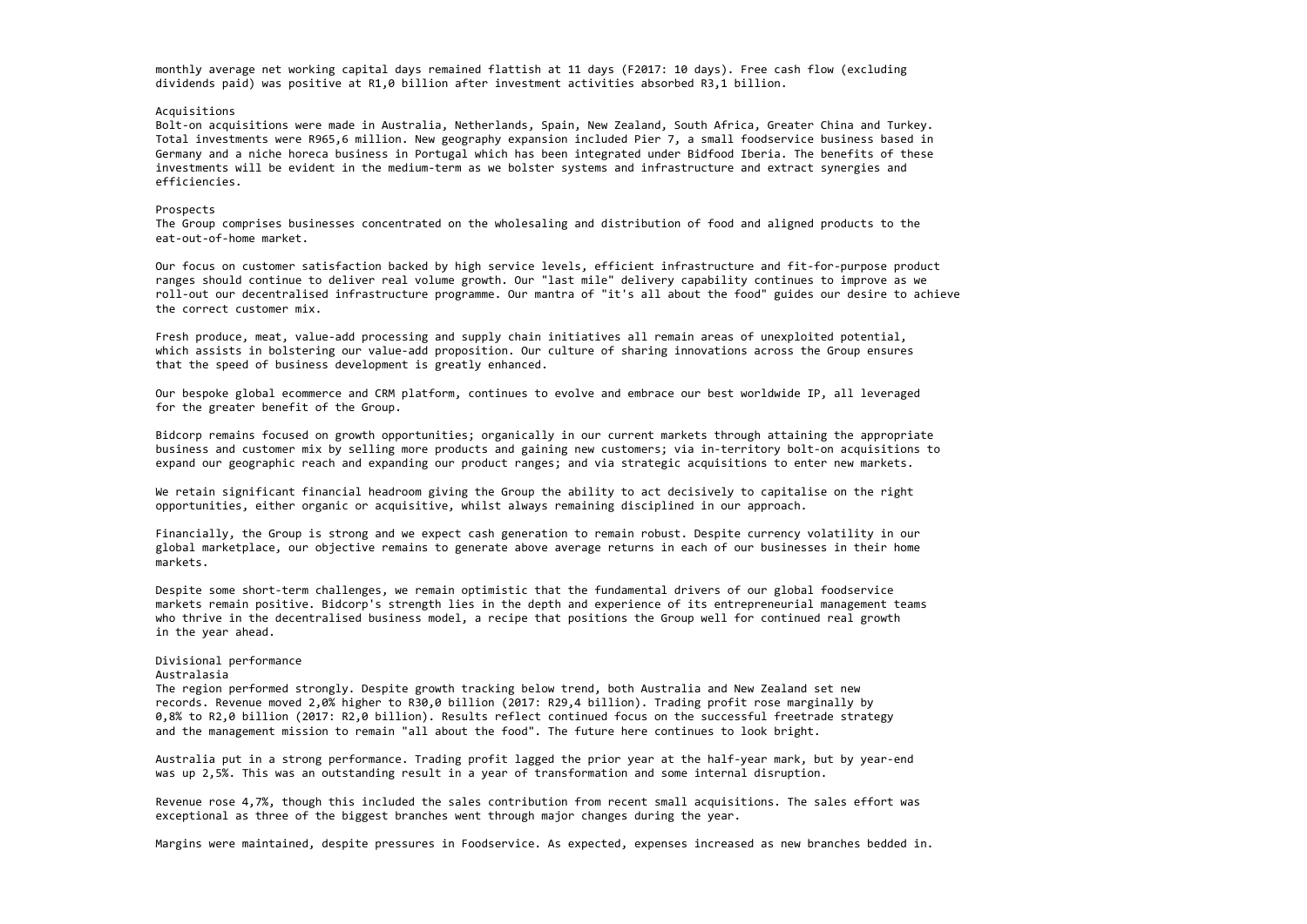monthly average net working capital days remained flattish at 11 days (F2017: 10 days). Free cash flow (excluding dividends paid) was positive at R1,0 billion after investment activities absorbed R3,1 billion.

## Acquisitions

Bolt-on acquisitions were made in Australia, Netherlands, Spain, New Zealand, South Africa, Greater China and Turkey. Total investments were R965,6 million. New geography expansion included Pier 7, a small foodservice business based in Germany and a niche horeca business in Portugal which has been integrated under Bidfood Iberia. The benefits of these investments will be evident in the medium-term as we bolster systems and infrastructure and extract synergies and efficiencies.

## Prospects

The Group comprises businesses concentrated on the wholesaling and distribution of food and aligned products to the eat-out-of-home market.

Our focus on customer satisfaction backed by high service levels, efficient infrastructure and fit-for-purpose product ranges should continue to deliver real volume growth. Our "last mile" delivery capability continues to improve as we roll-out our decentralised infrastructure programme. Our mantra of "it's all about the food" guides our desire to achieve the correct customer mix.

Fresh produce, meat, value-add processing and supply chain initiatives all remain areas of unexploited potential, which assists in bolstering our value-add proposition. Our culture of sharing innovations across the Group ensures that the speed of business development is greatly enhanced.

Our bespoke global ecommerce and CRM platform, continues to evolve and embrace our best worldwide IP, all leveraged for the greater benefit of the Group.

Bidcorp remains focused on growth opportunities; organically in our current markets through attaining the appropriate business and customer mix by selling more products and gaining new customers; via in-territory bolt-on acquisitions to expand our geographic reach and expanding our product ranges; and via strategic acquisitions to enter new markets.

We retain significant financial headroom giving the Group the ability to act decisively to capitalise on the right opportunities, either organic or acquisitive, whilst always remaining disciplined in our approach.

Financially, the Group is strong and we expect cash generation to remain robust. Despite currency volatility in our global marketplace, our objective remains to generate above average returns in each of our businesses in their home markets.

Despite some short-term challenges, we remain optimistic that the fundamental drivers of our global foodservice markets remain positive. Bidcorp's strength lies in the depth and experience of its entrepreneurial management teams who thrive in the decentralised business model, a recipe that positions the Group well for continued real growth in the year ahead.

## Divisional performance

### Australasia

The region performed strongly. Despite growth tracking below trend, both Australia and New Zealand set new records. Revenue moved 2,0% higher to R30,0 billion (2017: R29,4 billion). Trading profit rose marginally by 0,8% to R2,0 billion (2017: R2,0 billion). Results reflect continued focus on the successful freetrade strategy and the management mission to remain "all about the food". The future here continues to look bright.

Australia put in a strong performance. Trading profit lagged the prior year at the half-year mark, but by year-end was up 2,5%. This was an outstanding result in a year of transformation and some internal disruption.

Revenue rose 4,7%, though this included the sales contribution from recent small acquisitions. The sales effort was exceptional as three of the biggest branches went through major changes during the year.

Margins were maintained, despite pressures in Foodservice. As expected, expenses increased as new branches bedded in.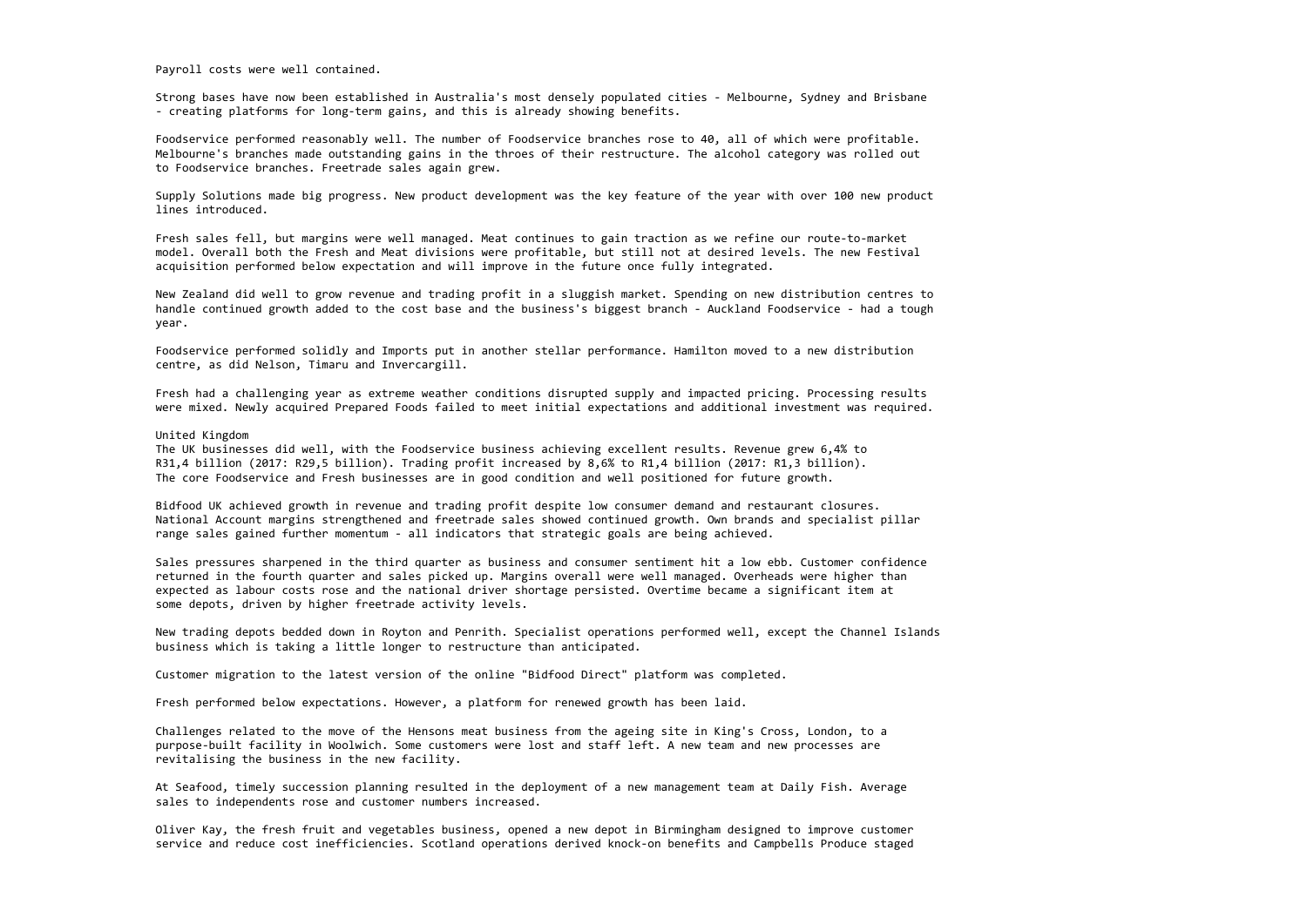Payroll costs were well contained.

Strong bases have now been established in Australia's most densely populated cities - Melbourne, Sydney and Brisbane - creating platforms for long-term gains, and this is already showing benefits.

Foodservice performed reasonably well. The number of Foodservice branches rose to 40, all of which were profitable. Melbourne's branches made outstanding gains in the throes of their restructure. The alcohol category was rolled out to Foodservice branches. Freetrade sales again grew.

Supply Solutions made big progress. New product development was the key feature of the year with over 100 new product lines introduced.

Fresh sales fell, but margins were well managed. Meat continues to gain traction as we refine our route-to-market model. Overall both the Fresh and Meat divisions were profitable, but still not at desired levels. The new Festival acquisition performed below expectation and will improve in the future once fully integrated.

New Zealand did well to grow revenue and trading profit in a sluggish market. Spending on new distribution centres to handle continued growth added to the cost base and the business's biggest branch - Auckland Foodservice - had a tough year.

Foodservice performed solidly and Imports put in another stellar performance. Hamilton moved to a new distribution centre, as did Nelson, Timaru and Invercargill.

Fresh had a challenging year as extreme weather conditions disrupted supply and impacted pricing. Processing results were mixed. Newly acquired Prepared Foods failed to meet initial expectations and additional investment was required.

United Kingdom
The UK businesses did well, with the Foodservice business achieving excellent results. Revenue grew 6,4% to R31,4 billion (2017: R29,5 billion). Trading profit increased by 8,6% to R1,4 billion (2017: R1,3 billion). The core Foodservice and Fresh businesses are in good condition and well positioned for future growth.

Bidfood UK achieved growth in revenue and trading profit despite low consumer demand and restaurant closures. National Account margins strengthened and freetrade sales showed continued growth. Own brands and specialist pillar range sales gained further momentum - all indicators that strategic goals are being achieved.

Sales pressures sharpened in the third quarter as business and consumer sentiment hit a low ebb. Customer confidence returned in the fourth quarter and sales picked up. Margins overall were well managed. Overheads were higher than expected as labour costs rose and the national driver shortage persisted. Overtime became a significant item at some depots, driven by higher freetrade activity levels.

New trading depots bedded down in Royton and Penrith. Specialist operations performed well, except the Channel Islands business which is taking a little longer to restructure than anticipated.

Customer migration to the latest version of the online "Bidfood Direct" platform was completed.

Fresh performed below expectations. However, a platform for renewed growth has been laid.

Challenges related to the move of the Hensons meat business from the ageing site in King's Cross, London, to a purpose-built facility in Woolwich. Some customers were lost and staff left. A new team and new processes are revitalising the business in the new facility.

At Seafood, timely succession planning resulted in the deployment of a new management team at Daily Fish. Average sales to independents rose and customer numbers increased.

Oliver Kay, the fresh fruit and vegetables business, opened a new depot in Birmingham designed to improve customer service and reduce cost inefficiencies. Scotland operations derived knock-on benefits and Campbells Produce staged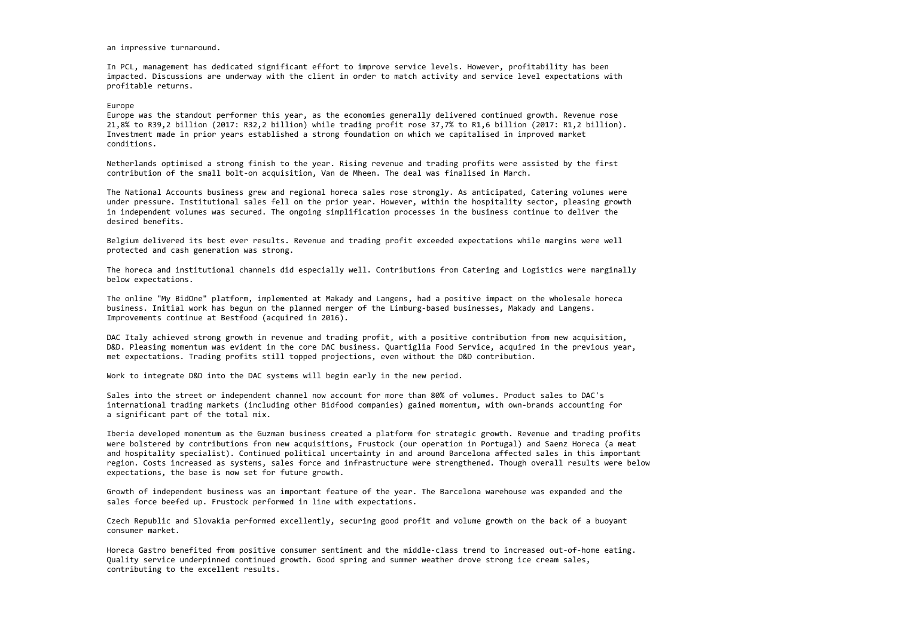an impressive turnaround.

In PCL, management has dedicated significant effort to improve service levels. However, profitability has been impacted. Discussions are underway with the client in order to match activity and service level expectations with profitable returns.

## Europe

Europe was the standout performer this year, as the economies generally delivered continued growth. Revenue rose 21,8% to R39,2 billion (2017: R32,2 billion) while trading profit rose 37,7% to R1,6 billion (2017: R1,2 billion). Investment made in prior years established a strong foundation on which we capitalised in improved market conditions.

Netherlands optimised a strong finish to the year. Rising revenue and trading profits were assisted by the first contribution of the small bolt-on acquisition, Van de Mheen. The deal was finalised in March.

The National Accounts business grew and regional horeca sales rose strongly. As anticipated, Catering volumes were under pressure. Institutional sales fell on the prior year. However, within the hospitality sector, pleasing growth in independent volumes was secured. The ongoing simplification processes in the business continue to deliver the desired benefits.

Belgium delivered its best ever results. Revenue and trading profit exceeded expectations while margins were well protected and cash generation was strong.

The horeca and institutional channels did especially well. Contributions from Catering and Logistics were marginally below expectations.

The online "My BidOne" platform, implemented at Makady and Langens, had a positive impact on the wholesale horeca business. Initial work has begun on the planned merger of the Limburg-based businesses, Makady and Langens. Improvements continue at Bestfood (acquired in 2016).

DAC Italy achieved strong growth in revenue and trading profit, with a positive contribution from new acquisition, D&D. Pleasing momentum was evident in the core DAC business. Quartiglia Food Service, acquired in the previous year, met expectations. Trading profits still topped projections, even without the D&D contribution.

Work to integrate D&D into the DAC systems will begin early in the new period.

Sales into the street or independent channel now account for more than 80% of volumes. Product sales to DAC's international trading markets (including other Bidfood companies) gained momentum, with own-brands accounting for a significant part of the total mix.

Iberia developed momentum as the Guzman business created a platform for strategic growth. Revenue and trading profits were bolstered by contributions from new acquisitions, Frustock (our operation in Portugal) and Saenz Horeca (a meat and hospitality specialist). Continued political uncertainty in and around Barcelona affected sales in this important region. Costs increased as systems, sales force and infrastructure were strengthened. Though overall results were below expectations, the base is now set for future growth.

Growth of independent business was an important feature of the year. The Barcelona warehouse was expanded and the sales force beefed up. Frustock performed in line with expectations.

Czech Republic and Slovakia performed excellently, securing good profit and volume growth on the back of a buoyant consumer market.

Horeca Gastro benefited from positive consumer sentiment and the middle-class trend to increased out-of-home eating. Quality service underpinned continued growth. Good spring and summer weather drove strong ice cream sales, contributing to the excellent results.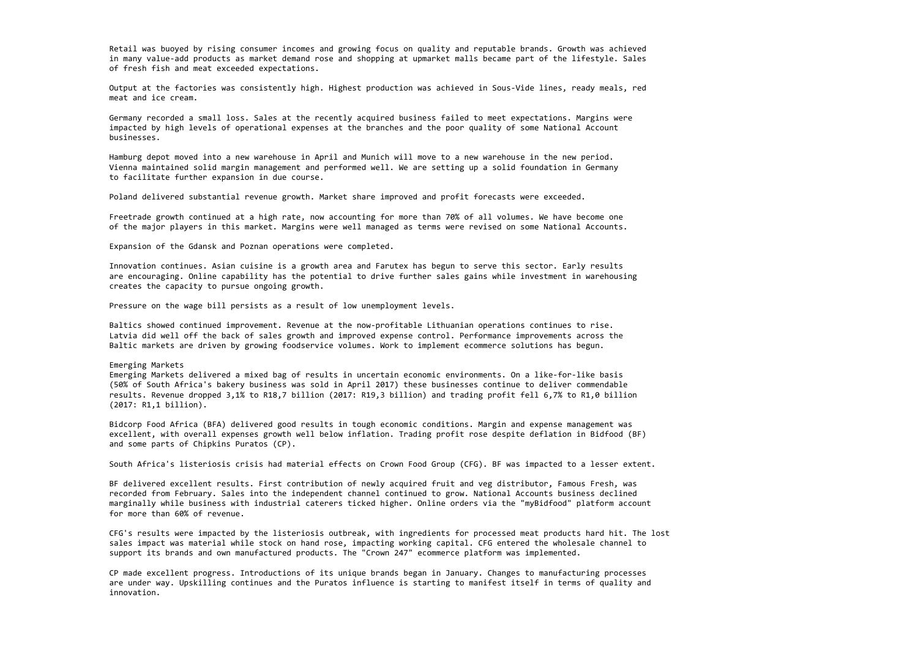Retail was buoyed by rising consumer incomes and growing focus on quality and reputable brands. Growth was achieved in many value-add products as market demand rose and shopping at upmarket malls became part of the lifestyle. Sales of fresh fish and meat exceeded expectations.

Output at the factories was consistently high. Highest production was achieved in Sous-Vide lines, ready meals, red meat and ice cream.

Germany recorded a small loss. Sales at the recently acquired business failed to meet expectations. Margins were impacted by high levels of operational expenses at the branches and the poor quality of some National Account businesses.

Hamburg depot moved into a new warehouse in April and Munich will move to a new warehouse in the new period. Vienna maintained solid margin management and performed well. We are setting up a solid foundation in Germany to facilitate further expansion in due course.

Poland delivered substantial revenue growth. Market share improved and profit forecasts were exceeded.

Freetrade growth continued at a high rate, now accounting for more than 70% of all volumes. We have become one of the major players in this market. Margins were well managed as terms were revised on some National Accounts.

Expansion of the Gdansk and Poznan operations were completed.

Innovation continues. Asian cuisine is a growth area and Farutex has begun to serve this sector. Early results are encouraging. Online capability has the potential to drive further sales gains while investment in warehousing creates the capacity to pursue ongoing growth.

Pressure on the wage bill persists as a result of low unemployment levels.

Baltics showed continued improvement. Revenue at the now-profitable Lithuanian operations continues to rise. Latvia did well off the back of sales growth and improved expense control. Performance improvements across the Baltic markets are driven by growing foodservice volumes. Work to implement ecommerce solutions has begun.

## Emerging Markets

Emerging Markets delivered a mixed bag of results in uncertain economic environments. On a like-for-like basis (50% of South Africa's bakery business was sold in April 2017) these businesses continue to deliver commendable results. Revenue dropped 3,1% to R18,7 billion (2017: R19,3 billion) and trading profit fell 6,7% to R1,0 billion (2017: R1,1 billion).

Bidcorp Food Africa (BFA) delivered good results in tough economic conditions. Margin and expense management was excellent, with overall expenses growth well below inflation. Trading profit rose despite deflation in Bidfood (BF) and some parts of Chipkins Puratos (CP).

South Africa's listeriosis crisis had material effects on Crown Food Group (CFG). BF was impacted to a lesser extent.

BF delivered excellent results. First contribution of newly acquired fruit and veg distributor, Famous Fresh, was recorded from February. Sales into the independent channel continued to grow. National Accounts business declined marginally while business with industrial caterers ticked higher. Online orders via the "myBidfood" platform account for more than 60% of revenue.

CFG's results were impacted by the listeriosis outbreak, with ingredients for processed meat products hard hit. The lost sales impact was material while stock on hand rose, impacting working capital. CFG entered the wholesale channel to support its brands and own manufactured products. The "Crown 247" ecommerce platform was implemented.

CP made excellent progress. Introductions of its unique brands began in January. Changes to manufacturing processes are under way. Upskilling continues and the Puratos influence is starting to manifest itself in terms of quality and innovation.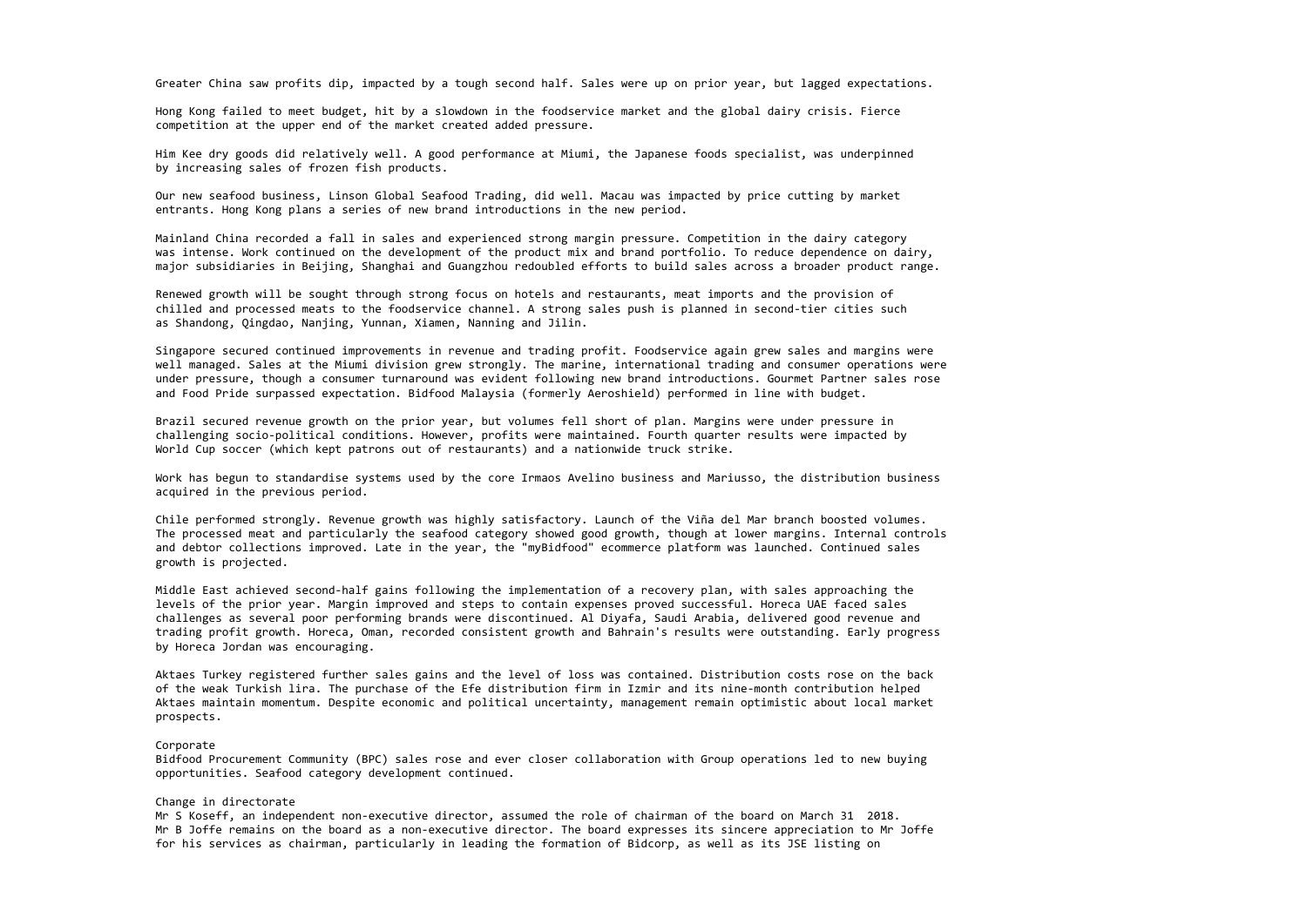Greater China saw profits dip, impacted by a tough second half. Sales were up on prior year, but lagged expectations.

Hong Kong failed to meet budget, hit by a slowdown in the foodservice market and the global dairy crisis. Fierce competition at the upper end of the market created added pressure.

Him Kee dry goods did relatively well. A good performance at Miumi, the Japanese foods specialist, was underpinned by increasing sales of frozen fish products.

Our new seafood business, Linson Global Seafood Trading, did well. Macau was impacted by price cutting by market entrants. Hong Kong plans a series of new brand introductions in the new period.

Mainland China recorded a fall in sales and experienced strong margin pressure. Competition in the dairy category was intense. Work continued on the development of the product mix and brand portfolio. To reduce dependence on dairy, major subsidiaries in Beijing, Shanghai and Guangzhou redoubled efforts to build sales across a broader product range.

Renewed growth will be sought through strong focus on hotels and restaurants, meat imports and the provision of chilled and processed meats to the foodservice channel. A strong sales push is planned in second-tier cities such as Shandong, Qingdao, Nanjing, Yunnan, Xiamen, Nanning and Jilin.

Singapore secured continued improvements in revenue and trading profit. Foodservice again grew sales and margins were well managed. Sales at the Miumi division grew strongly. The marine, international trading and consumer operations were under pressure, though a consumer turnaround was evident following new brand introductions. Gourmet Partner sales rose and Food Pride surpassed expectation. Bidfood Malaysia (formerly Aeroshield) performed in line with budget.

Brazil secured revenue growth on the prior year, but volumes fell short of plan. Margins were under pressure in challenging socio-political conditions. However, profits were maintained. Fourth quarter results were impacted by World Cup soccer (which kept patrons out of restaurants) and a nationwide truck strike.

Work has begun to standardise systems used by the core Irmaos Avelino business and Mariusso, the distribution business acquired in the previous period.

Chile performed strongly. Revenue growth was highly satisfactory. Launch of the Viña del Mar branch boosted volumes. The processed meat and particularly the seafood category showed good growth, though at lower margins. Internal controls and debtor collections improved. Late in the year, the "myBidfood" ecommerce platform was launched. Continued sales growth is projected.

Middle East achieved second-half gains following the implementation of a recovery plan, with sales approaching the levels of the prior year. Margin improved and steps to contain expenses proved successful. Horeca UAE faced sales challenges as several poor performing brands were discontinued. Al Diyafa, Saudi Arabia, delivered good revenue and trading profit growth. Horeca, Oman, recorded consistent growth and Bahrain's results were outstanding. Early progress by Horeca Jordan was encouraging.

Aktaes Turkey registered further sales gains and the level of loss was contained. Distribution costs rose on the back of the weak Turkish lira. The purchase of the Efe distribution firm in Izmir and its nine-month contribution helped Aktaes maintain momentum. Despite economic and political uncertainty, management remain optimistic about local market prospects.

## Corporate

Bidfood Procurement Community (BPC) sales rose and ever closer collaboration with Group operations led to new buying opportunities. Seafood category development continued.

## Change in directorate

Mr S Koseff, an independent non-executive director, assumed the role of chairman of the board on March 31 2018. Mr B Joffe remains on the board as a non-executive director. The board expresses its sincere appreciation to Mr Joffe for his services as chairman, particularly in leading the formation of Bidcorp, as well as its JSE listing on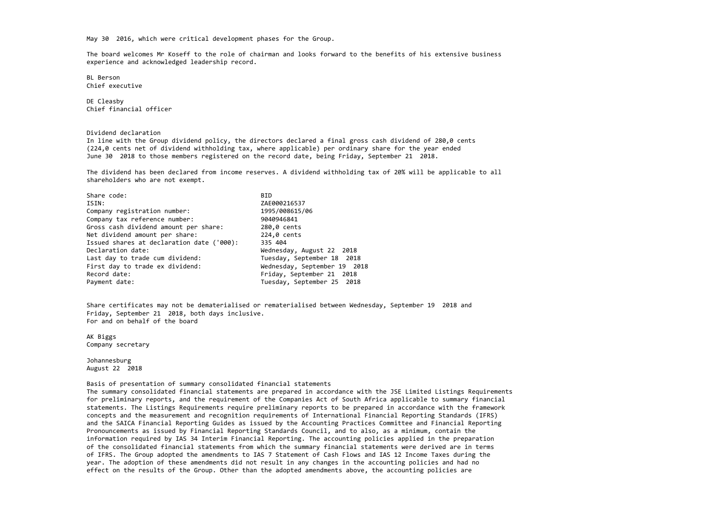May 30 2016, which were critical development phases for the Group.

The board welcomes Mr Koseff to the role of chairman and looks forward to the benefits of his extensive business experience and acknowledged leadership record.

BL Berson
Chief executive

DE Cleasby
Chief financial officer

## Dividend declaration

In line with the Group dividend policy, the directors declared a final gross cash dividend of 280,0 cents (224,0 cents net of dividend withholding tax, where applicable) per ordinary share for the year ended June 30 2018 to those members registered on the record date, being Friday, September 21 2018.

The dividend has been declared from income reserves. A dividend withholding tax of 20% will be applicable to all shareholders who are not exempt.

| | |
|---|---|
| Share code: | BID |
| ISIN: | ZAE000216537 |
| Company registration number: | 1995/008615/06 |
| Company tax reference number: | 9040946841 |
| Gross cash dividend amount per share: | 280,0 cents |
| Net dividend amount per share: | 224,0 cents |
| Issued shares at declaration date ('000): | 335 404 |
| Declaration date: | Wednesday, August 22 2018 |
| Last day to trade cum dividend: | Tuesday, September 18 2018 |
| First day to trade ex dividend: | Wednesday, September 19 2018 |
| Record date: | Friday, September 21 2018 |
| Payment date: | Tuesday, September 25 2018 |

Share certificates may not be dematerialised or rematerialised between Wednesday, September 19 2018 and Friday, September 21 2018, both days inclusive.
For and on behalf of the board

AK Biggs
Company secretary

Johannesburg
August 22 2018

## Basis of presentation of summary consolidated financial statements

The summary consolidated financial statements are prepared in accordance with the JSE Limited Listings Requirements for preliminary reports, and the requirement of the Companies Act of South Africa applicable to summary financial statements. The Listings Requirements require preliminary reports to be prepared in accordance with the framework concepts and the measurement and recognition requirements of International Financial Reporting Standards (IFRS) and the SAICA Financial Reporting Guides as issued by the Accounting Practices Committee and Financial Reporting Pronouncements as issued by Financial Reporting Standards Council, and to also, as a minimum, contain the information required by IAS 34 Interim Financial Reporting. The accounting policies applied in the preparation of the consolidated financial statements from which the summary financial statements were derived are in terms of IFRS. The Group adopted the amendments to IAS 7 Statement of Cash Flows and IAS 12 Income Taxes during the year. The adoption of these amendments did not result in any changes in the accounting policies and had no effect on the results of the Group. Other than the adopted amendments above, the accounting policies are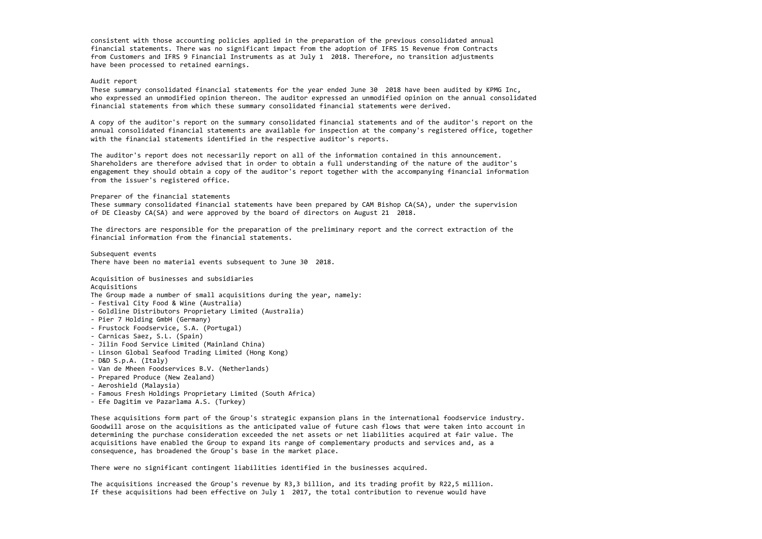consistent with those accounting policies applied in the preparation of the previous consolidated annual financial statements. There was no significant impact from the adoption of IFRS 15 Revenue from Contracts from Customers and IFRS 9 Financial Instruments as at July 1 2018. Therefore, no transition adjustments have been processed to retained earnings.

### Audit report

These summary consolidated financial statements for the year ended June 30 2018 have been audited by KPMG Inc, who expressed an unmodified opinion thereon. The auditor expressed an unmodified opinion on the annual consolidated financial statements from which these summary consolidated financial statements were derived.

A copy of the auditor's report on the summary consolidated financial statements and of the auditor's report on the annual consolidated financial statements are available for inspection at the company's registered office, together with the financial statements identified in the respective auditor's reports.

The auditor's report does not necessarily report on all of the information contained in this announcement. Shareholders are therefore advised that in order to obtain a full understanding of the nature of the auditor's engagement they should obtain a copy of the auditor's report together with the accompanying financial information from the issuer's registered office.

### Preparer of the financial statements

These summary consolidated financial statements have been prepared by CAM Bishop CA(SA), under the supervision of DE Cleasby CA(SA) and were approved by the board of directors on August 21 2018.

The directors are responsible for the preparation of the preliminary report and the correct extraction of the financial information from the financial statements.

### Subsequent events

There have been no material events subsequent to June 30 2018.

### Acquisition of businesses and subsidiaries

#### Acquisitions

The Group made a number of small acquisitions during the year, namely:

- Festival City Food & Wine (Australia)
- Goldline Distributors Proprietary Limited (Australia)
- Pier 7 Holding GmbH (Germany)
- Frustock Foodservice, S.A. (Portugal)
- Carnicas Saez, S.L. (Spain)
- Jilin Food Service Limited (Mainland China)
- Linson Global Seafood Trading Limited (Hong Kong)
- D&D S.p.A. (Italy)
- Van de Mheen Foodservices B.V. (Netherlands)
- Prepared Produce (New Zealand)
- Aeroshield (Malaysia)
- Famous Fresh Holdings Proprietary Limited (South Africa)
- Efe Dagitim ve Pazarlama A.S. (Turkey)

These acquisitions form part of the Group's strategic expansion plans in the international foodservice industry. Goodwill arose on the acquisitions as the anticipated value of future cash flows that were taken into account in determining the purchase consideration exceeded the net assets or net liabilities acquired at fair value. The acquisitions have enabled the Group to expand its range of complementary products and services and, as a consequence, has broadened the Group's base in the market place.

There were no significant contingent liabilities identified in the businesses acquired.

The acquisitions increased the Group's revenue by R3,3 billion, and its trading profit by R22,5 million. If these acquisitions had been effective on July 1 2017, the total contribution to revenue would have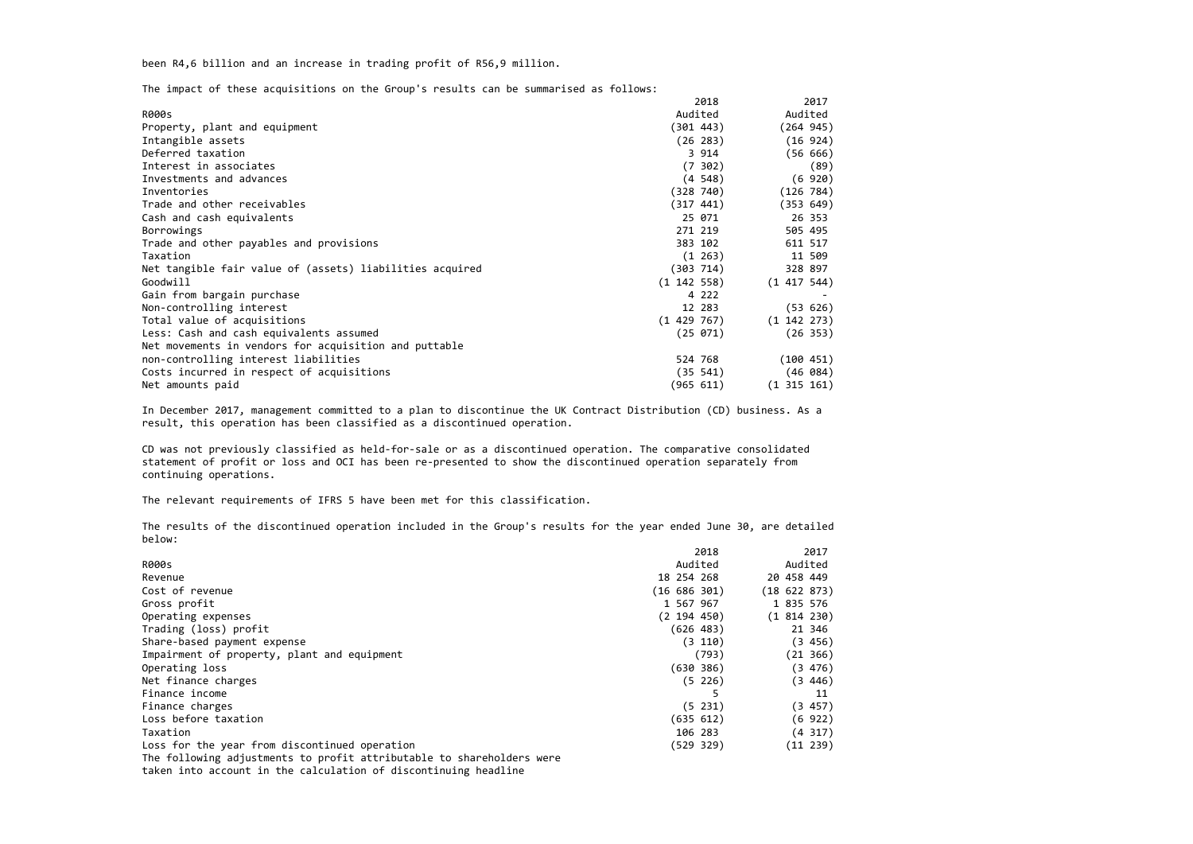been R4,6 billion and an increase in trading profit of R56,9 million.

The impact of these acquisitions on the Group's results can be summarised as follows:

| R000s | 2018 Audited | 2017 Audited |
|---|---|---|
| Property, plant and equipment | (301 443) | (264 945) |
| Intangible assets | (26 283) | (16 924) |
| Deferred taxation | 3 914 | (56 666) |
| Interest in associates | (7 302) | (89) |
| Investments and advances | (4 548) | (6 920) |
| Inventories | (328 740) | (126 784) |
| Trade and other receivables | (317 441) | (353 649) |
| Cash and cash equivalents | 25 071 | 26 353 |
| Borrowings | 271 219 | 505 495 |
| Trade and other payables and provisions | 383 102 | 611 517 |
| Taxation | (1 263) | 11 509 |
| Net tangible fair value of (assets) liabilities acquired | (303 714) | 328 897 |
| Goodwill | (1 142 558) | (1 417 544) |
| Gain from bargain purchase | 4 222 | - |
| Non-controlling interest | 12 283 | (53 626) |
| Total value of acquisitions | (1 429 767) | (1 142 273) |
| Less: Cash and cash equivalents assumed | (25 071) | (26 353) |
| Net movements in vendors for acquisition and puttable non-controlling interest liabilities | 524 768 | (100 451) |
| Costs incurred in respect of acquisitions | (35 541) | (46 084) |
| Net amounts paid | (965 611) | (1 315 161) |

In December 2017, management committed to a plan to discontinue the UK Contract Distribution (CD) business. As a result, this operation has been classified as a discontinued operation.

CD was not previously classified as held-for-sale or as a discontinued operation. The comparative consolidated statement of profit or loss and OCI has been re-presented to show the discontinued operation separately from continuing operations.

The relevant requirements of IFRS 5 have been met for this classification.

The results of the discontinued operation included in the Group's results for the year ended June 30, are detailed below:

| R000s | 2018 Audited | 2017 Audited |
|---|---|---|
| Revenue | 18 254 268 | 20 458 449 |
| Cost of revenue | (16 686 301) | (18 622 873) |
| Gross profit | 1 567 967 | 1 835 576 |
| Operating expenses | (2 194 450) | (1 814 230) |
| Trading (loss) profit | (626 483) | 21 346 |
| Share-based payment expense | (3 110) | (3 456) |
| Impairment of property, plant and equipment | (793) | (21 366) |
| Operating loss | (630 386) | (3 476) |
| Net finance charges | (5 226) | (3 446) |
| Finance income | 5 | 11 |
| Finance charges | (5 231) | (3 457) |
| Loss before taxation | (635 612) | (6 922) |
| Taxation | 106 283 | (4 317) |
| Loss for the year from discontinued operation | (529 329) | (11 239) |

The following adjustments to profit attributable to shareholders were taken into account in the calculation of discontinuing headline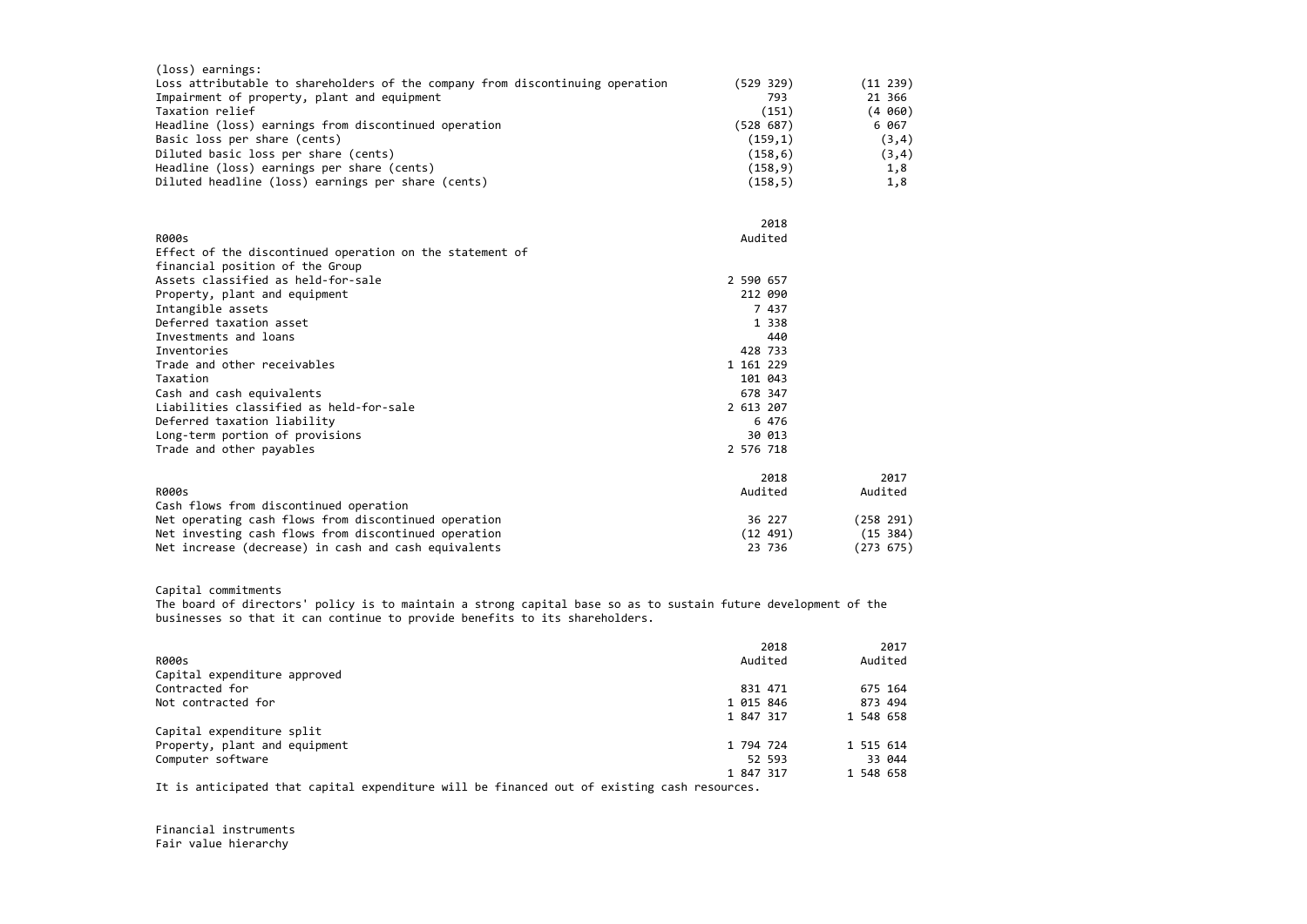| (loss) earnings: | | |
|---|---|---|
| Loss attributable to shareholders of the company from discontinuing operation | (529 329) | (11 239) |
| Impairment of property, plant and equipment | 793 | 21 366 |
| Taxation relief | (151) | (4 060) |
| Headline (loss) earnings from discontinued operation | (528 687) | 6 067 |
| Basic loss per share (cents) | (159,1) | (3,4) |
| Diluted basic loss per share (cents) | (158,6) | (3,4) |
| Headline (loss) earnings per share (cents) | (158,9) | 1,8 |
| Diluted headline (loss) earnings per share (cents) | (158,5) | 1,8 |

| R000s | 2018 Audited |
|---|---|
| Effect of the discontinued operation on the statement of financial position of the Group | |
| Assets classified as held-for-sale | 2 590 657 |
| Property, plant and equipment | 212 090 |
| Intangible assets | 7 437 |
| Deferred taxation asset | 1 338 |
| Investments and loans | 440 |
| Inventories | 428 733 |
| Trade and other receivables | 1 161 229 |
| Taxation | 101 043 |
| Cash and cash equivalents | 678 347 |
| Liabilities classified as held-for-sale | 2 613 207 |
| Deferred taxation liability | 6 476 |
| Long-term portion of provisions | 30 013 |
| Trade and other payables | 2 576 718 |

| R000s | 2018 Audited | 2017 Audited |
|---|---|---|
| Cash flows from discontinued operation | | |
| Net operating cash flows from discontinued operation | 36 227 | (258 291) |
| Net investing cash flows from discontinued operation | (12 491) | (15 384) |
| Net increase (decrease) in cash and cash equivalents | 23 736 | (273 675) |

Capital commitments

The board of directors' policy is to maintain a strong capital base so as to sustain future development of the businesses so that it can continue to provide benefits to its shareholders.

| R000s | 2018 Audited | 2017 Audited |
|---|---|---|
| Capital expenditure approved | | |
| Contracted for | 831 471 | 675 164 |
| Not contracted for | 1 015 846 | 873 494 |
| | 1 847 317 | 1 548 658 |
| Capital expenditure split | | |
| Property, plant and equipment | 1 794 724 | 1 515 614 |
| Computer software | 52 593 | 33 044 |
| | 1 847 317 | 1 548 658 |

It is anticipated that capital expenditure will be financed out of existing cash resources.

Financial instruments

Fair value hierarchy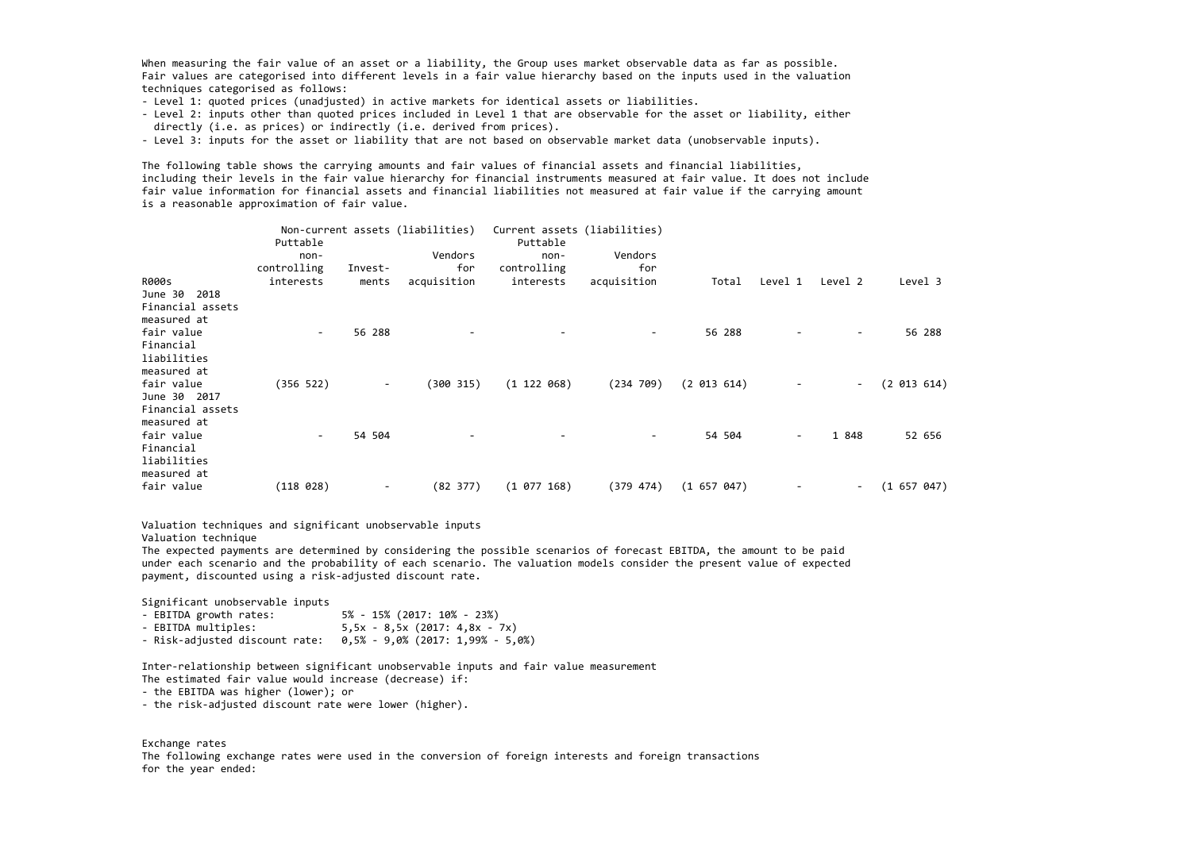When measuring the fair value of an asset or a liability, the Group uses market observable data as far as possible. Fair values are categorised into different levels in a fair value hierarchy based on the inputs used in the valuation techniques categorised as follows:

- Level 1: quoted prices (unadjusted) in active markets for identical assets or liabilities.
- Level 2: inputs other than quoted prices included in Level 1 that are observable for the asset or liability, either directly (i.e. as prices) or indirectly (i.e. derived from prices).
- Level 3: inputs for the asset or liability that are not based on observable market data (unobservable inputs).

The following table shows the carrying amounts and fair values of financial assets and financial liabilities, including their levels in the fair value hierarchy for financial instruments measured at fair value. It does not include fair value information for financial assets and financial liabilities not measured at fair value if the carrying amount is a reasonable approximation of fair value.

| | Non-current assets (liabilities) | | | Current assets (liabilities) | | | | | |
|---|---|---|---|---|---|---|---|---|---|
| R000s | Puttable non-controlling interests | Investments | Vendors for acquisition | Puttable non-controlling interests | Vendors for acquisition | Total | Level 1 | Level 2 | Level 3 |
| **June 30 2018** | | | | | | | | | |
| Financial assets measured at fair value | - | 56 288 | - | - | - | 56 288 | - | - | 56 288 |
| Financial liabilities measured at fair value | (356 522) | - | (300 315) | (1 122 068) | (234 709) | (2 013 614) | - | - | (2 013 614) |
| **June 30 2017** | | | | | | | | | |
| Financial assets measured at fair value | - | 54 504 | - | - | - | 54 504 | - | 1 848 | 52 656 |
| Financial liabilities measured at fair value | (118 028) | - | (82 377) | (1 077 168) | (379 474) | (1 657 047) | - | - | (1 657 047) |

Valuation techniques and significant unobservable inputs

Valuation technique

The expected payments are determined by considering the possible scenarios of forecast EBITDA, the amount to be paid under each scenario and the probability of each scenario. The valuation models consider the present value of expected payment, discounted using a risk-adjusted discount rate.

Significant unobservable inputs

- EBITDA growth rates: 5% - 15% (2017: 10% - 23%)
- EBITDA multiples: 5,5x - 8,5x (2017: 4,8x - 7x)
- Risk-adjusted discount rate: 0,5% - 9,0% (2017: 1,99% - 5,0%)

Inter-relationship between significant unobservable inputs and fair value measurement

The estimated fair value would increase (decrease) if:

- the EBITDA was higher (lower); or
- the risk-adjusted discount rate were lower (higher).

Exchange rates

The following exchange rates were used in the conversion of foreign interests and foreign transactions for the year ended: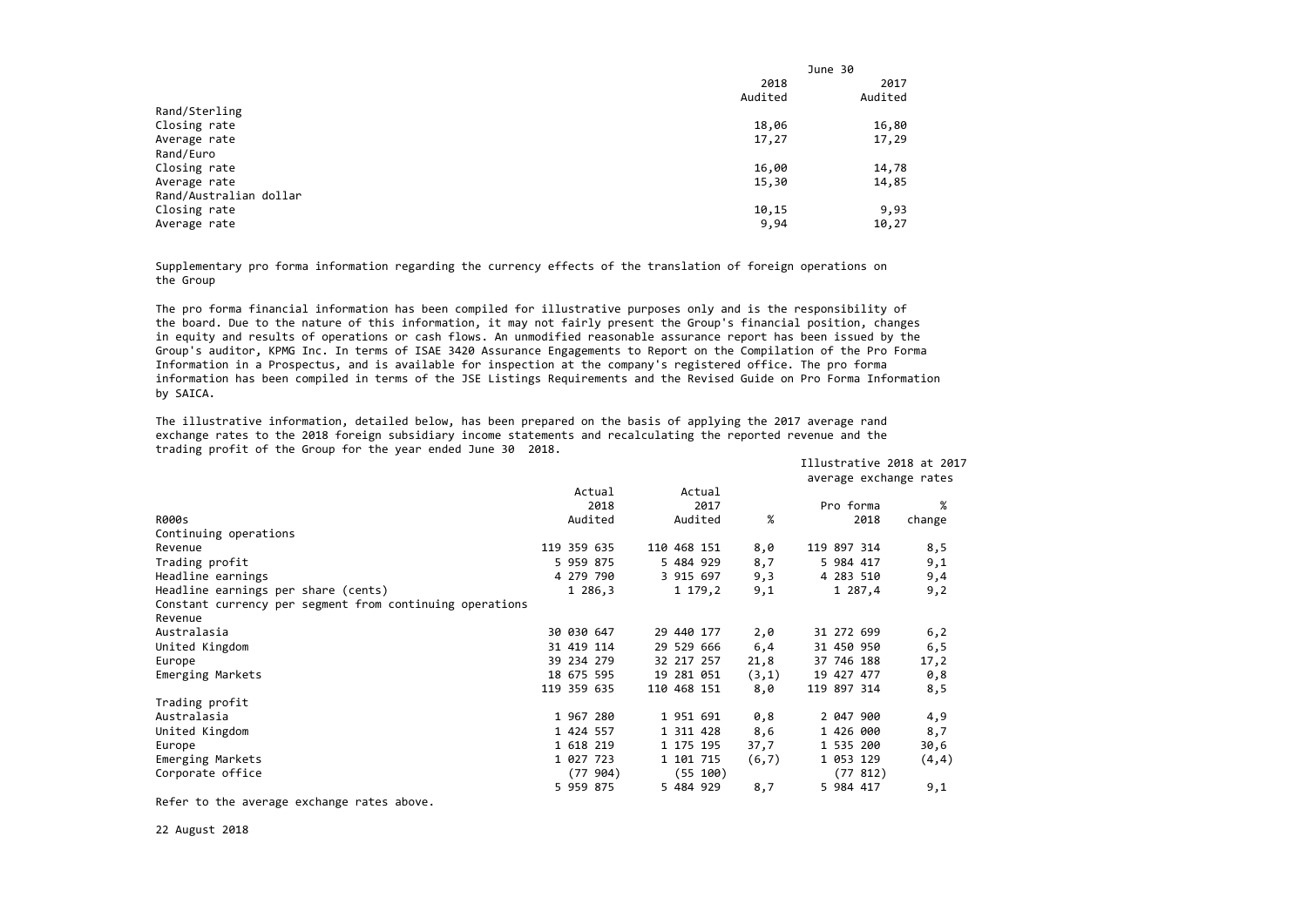| | June 30 | |
|---|---|---|
| | 2018 | 2017 |
| | Audited | Audited |
| Rand/Sterling | | |
| Closing rate | 18,06 | 16,80 |
| Average rate | 17,27 | 17,29 |
| Rand/Euro | | |
| Closing rate | 16,00 | 14,78 |
| Average rate | 15,30 | 14,85 |
| Rand/Australian dollar | | |
| Closing rate | 10,15 | 9,93 |
| Average rate | 9,94 | 10,27 |

Supplementary pro forma information regarding the currency effects of the translation of foreign operations on the Group

The pro forma financial information has been compiled for illustrative purposes only and is the responsibility of the board. Due to the nature of this information, it may not fairly present the Group's financial position, changes in equity and results of operations or cash flows. An unmodified reasonable assurance report has been issued by the Group's auditor, KPMG Inc. In terms of ISAE 3420 Assurance Engagements to Report on the Compilation of the Pro Forma Information in a Prospectus, and is available for inspection at the company's registered office. The pro forma information has been compiled in terms of the JSE Listings Requirements and the Revised Guide on Pro Forma Information by SAICA.

The illustrative information, detailed below, has been prepared on the basis of applying the 2017 average rand exchange rates to the 2018 foreign subsidiary income statements and recalculating the reported revenue and the trading profit of the Group for the year ended June 30 2018.

| | | | | Illustrative 2018 at 2017 average exchange rates | |
|---|---|---|---|---|---|
| | Actual 2018 | Actual 2017 | | Pro forma | % |
| R000s | Audited | Audited | % | 2018 | change |
| Continuing operations | | | | | |
| Revenue | 119 359 635 | 110 468 151 | 8,0 | 119 897 314 | 8,5 |
| Trading profit | 5 959 875 | 5 484 929 | 8,7 | 5 984 417 | 9,1 |
| Headline earnings | 4 279 790 | 3 915 697 | 9,3 | 4 283 510 | 9,4 |
| Headline earnings per share (cents) | 1 286,3 | 1 179,2 | 9,1 | 1 287,4 | 9,2 |
| Constant currency per segment from continuing operations | | | | | |
| Revenue | | | | | |
| Australasia | 30 030 647 | 29 440 177 | 2,0 | 31 272 699 | 6,2 |
| United Kingdom | 31 419 114 | 29 529 666 | 6,4 | 31 450 950 | 6,5 |
| Europe | 39 234 279 | 32 217 257 | 21,8 | 37 746 188 | 17,2 |
| Emerging Markets | 18 675 595 | 19 281 051 | (3,1) | 19 427 477 | 0,8 |
| | 119 359 635 | 110 468 151 | 8,0 | 119 897 314 | 8,5 |
| Trading profit | | | | | |
| Australasia | 1 967 280 | 1 951 691 | 0,8 | 2 047 900 | 4,9 |
| United Kingdom | 1 424 557 | 1 311 428 | 8,6 | 1 426 000 | 8,7 |
| Europe | 1 618 219 | 1 175 195 | 37,7 | 1 535 200 | 30,6 |
| Emerging Markets | 1 027 723 | 1 101 715 | (6,7) | 1 053 129 | (4,4) |
| Corporate office | (77 904) | (55 100) | | (77 812) | |
| | 5 959 875 | 5 484 929 | 8,7 | 5 984 417 | 9,1 |

Refer to the average exchange rates above.

22 August 2018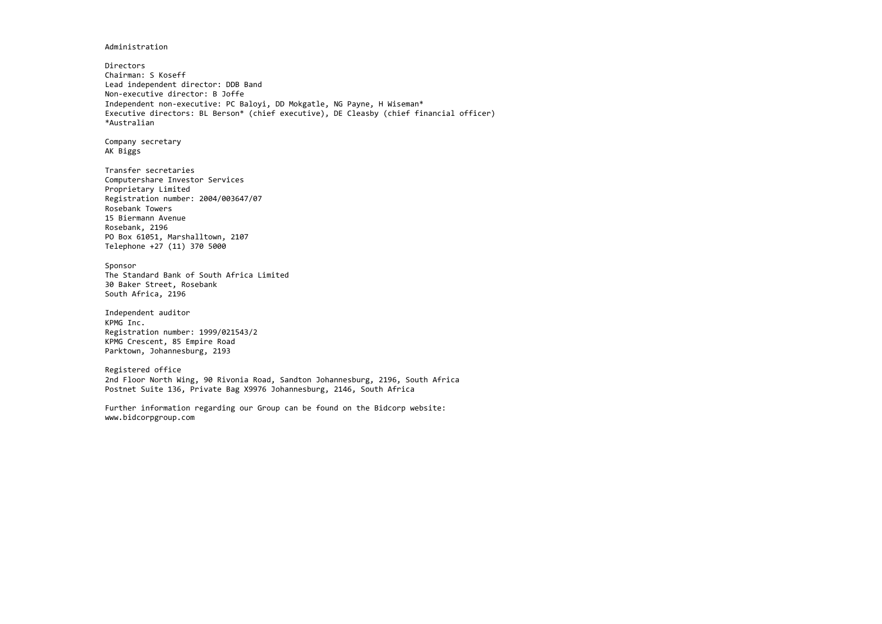# Administration

## Directors

Chairman: S Koseff
Lead independent director: DDB Band
Non-executive director: B Joffe
Independent non-executive: PC Baloyi, DD Mokgatle, NG Payne, H Wiseman*
Executive directors: BL Berson* (chief executive), DE Cleasby (chief financial officer)
*Australian

## Company secretary

AK Biggs

## Transfer secretaries

Computershare Investor Services
Proprietary Limited
Registration number: 2004/003647/07
Rosebank Towers
15 Biermann Avenue
Rosebank, 2196
PO Box 61051, Marshalltown, 2107
Telephone +27 (11) 370 5000

## Sponsor

The Standard Bank of South Africa Limited
30 Baker Street, Rosebank
South Africa, 2196

## Independent auditor

KPMG Inc.
Registration number: 1999/021543/2
KPMG Crescent, 85 Empire Road
Parktown, Johannesburg, 2193

## Registered office

2nd Floor North Wing, 90 Rivonia Road, Sandton Johannesburg, 2196, South Africa
Postnet Suite 136, Private Bag X9976 Johannesburg, 2146, South Africa

Further information regarding our Group can be found on the Bidcorp website:
www.bidcorpgroup.com